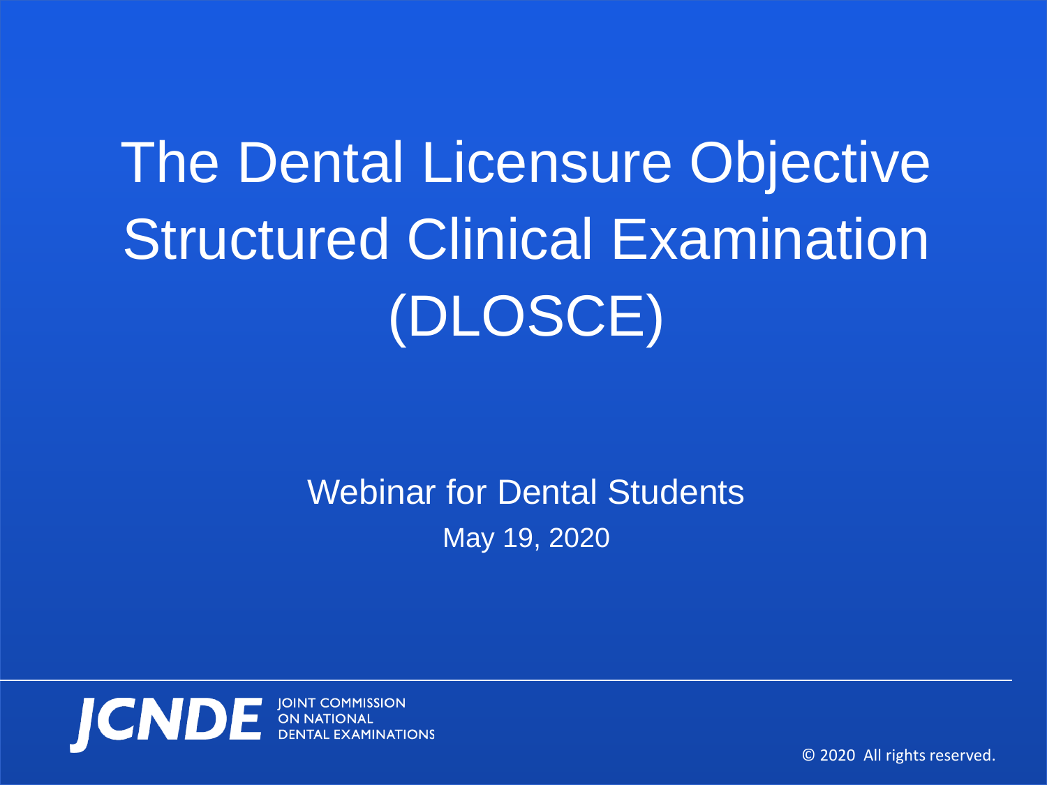# The Dental Licensure Objective Structured Clinical Examination (DLOSCE)

Webinar for Dental Students

May 19, 2020

JCNDE JOINT COMMISSION ON NATIONAL DENTAL EXAMINATIONS

© 2020 All rights reserved.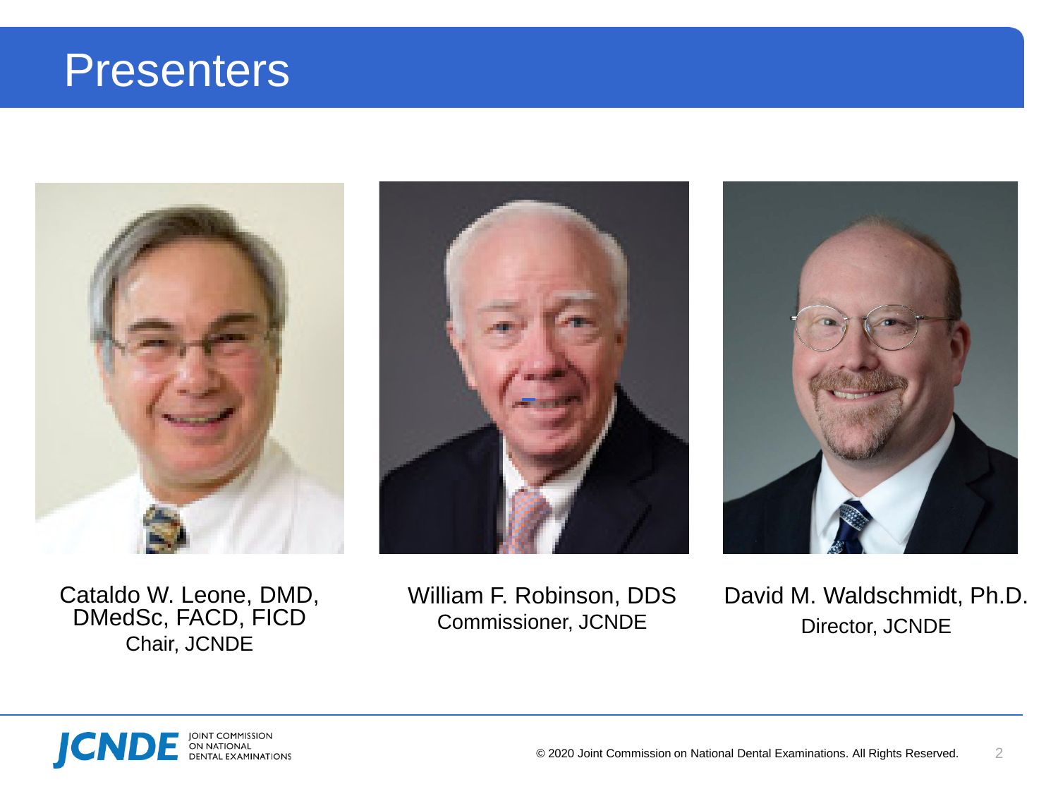# Presenters

Cataldo W. Leone, DMD, DMedSc, FACD, FICD
Chair, JCNDE

William F. Robinson, DDS
Commissioner, JCNDE

David M. Waldschmidt, Ph.D.
Director, JCNDE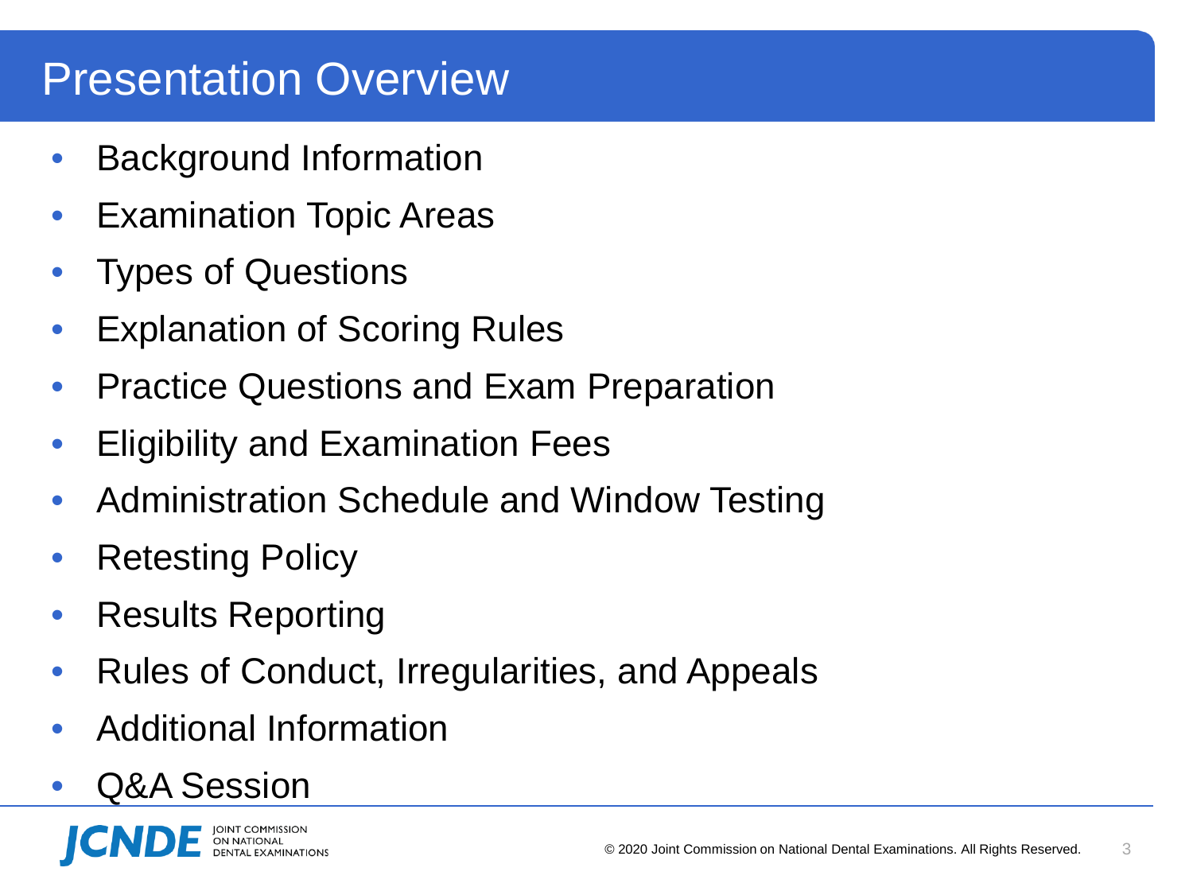# Presentation Overview

- Background Information
- Examination Topic Areas
- Types of Questions
- Explanation of Scoring Rules
- Practice Questions and Exam Preparation
- Eligibility and Examination Fees
- Administration Schedule and Window Testing
- Retesting Policy
- Results Reporting
- Rules of Conduct, Irregularities, and Appeals
- Additional Information
- Q&A Session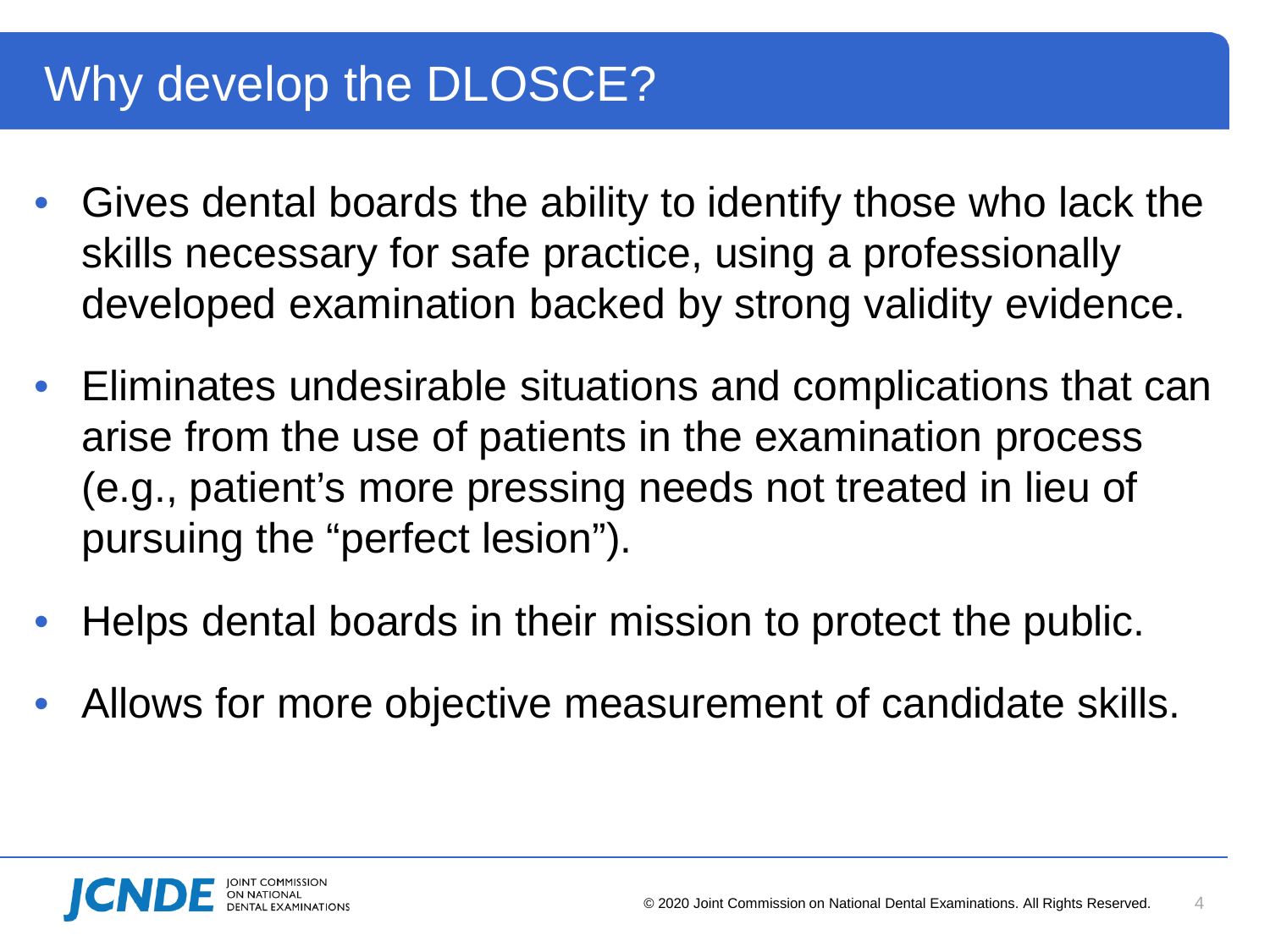# Why develop the DLOSCE?

- Gives dental boards the ability to identify those who lack the skills necessary for safe practice, using a professionally developed examination backed by strong validity evidence.
- Eliminates undesirable situations and complications that can arise from the use of patients in the examination process (e.g., patient's more pressing needs not treated in lieu of pursuing the "perfect lesion").
- Helps dental boards in their mission to protect the public.
- Allows for more objective measurement of candidate skills.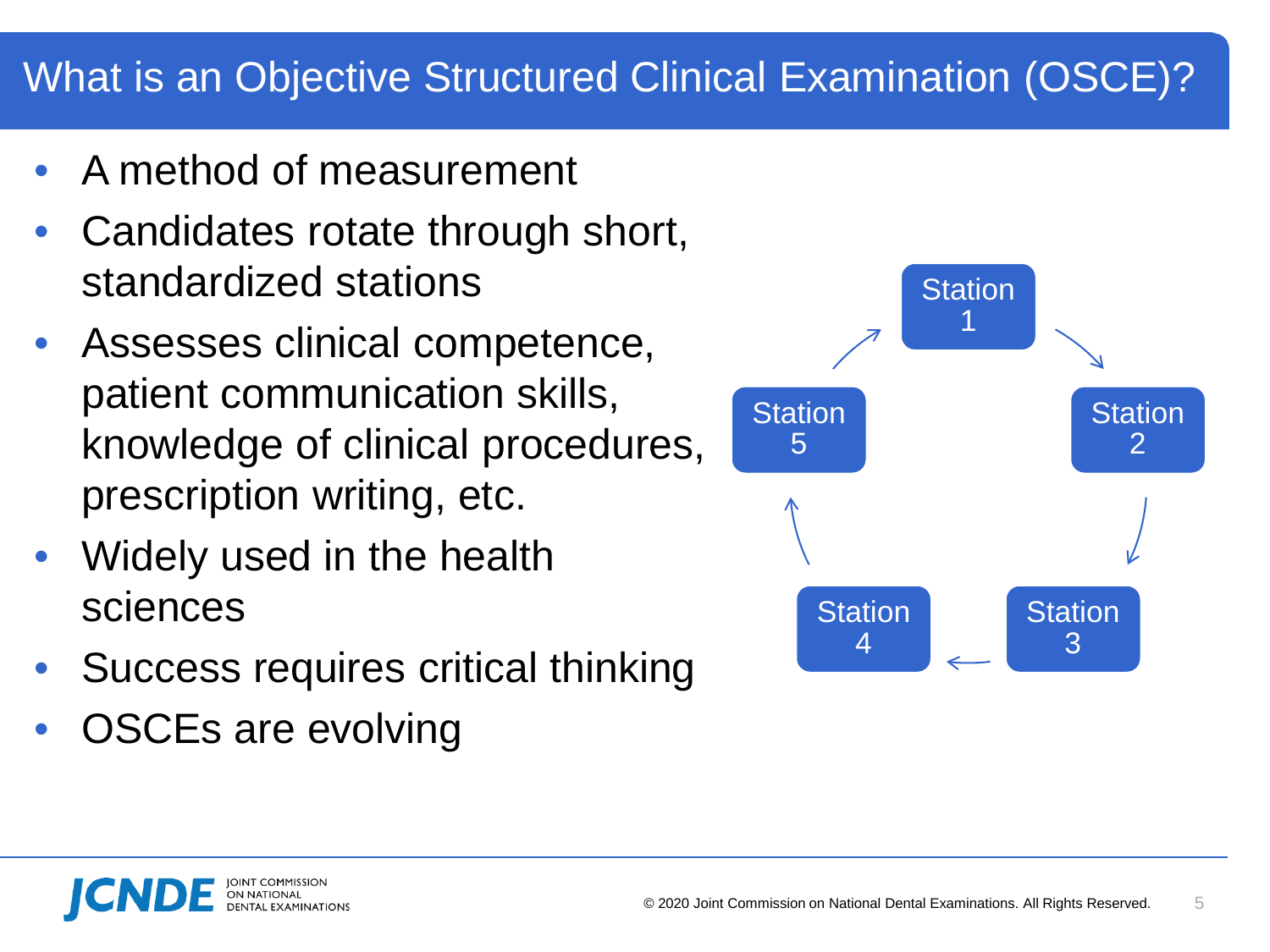# What is an Objective Structured Clinical Examination (OSCE)?

- A method of measurement
- Candidates rotate through short, standardized stations
- Assesses clinical competence, patient communication skills, knowledge of clinical procedures, prescription writing, etc.
- Widely used in the health sciences
- Success requires critical thinking
- OSCEs are evolving

Station 1 → Station 2 → Station 3 → Station 4 → Station 5 → Station 1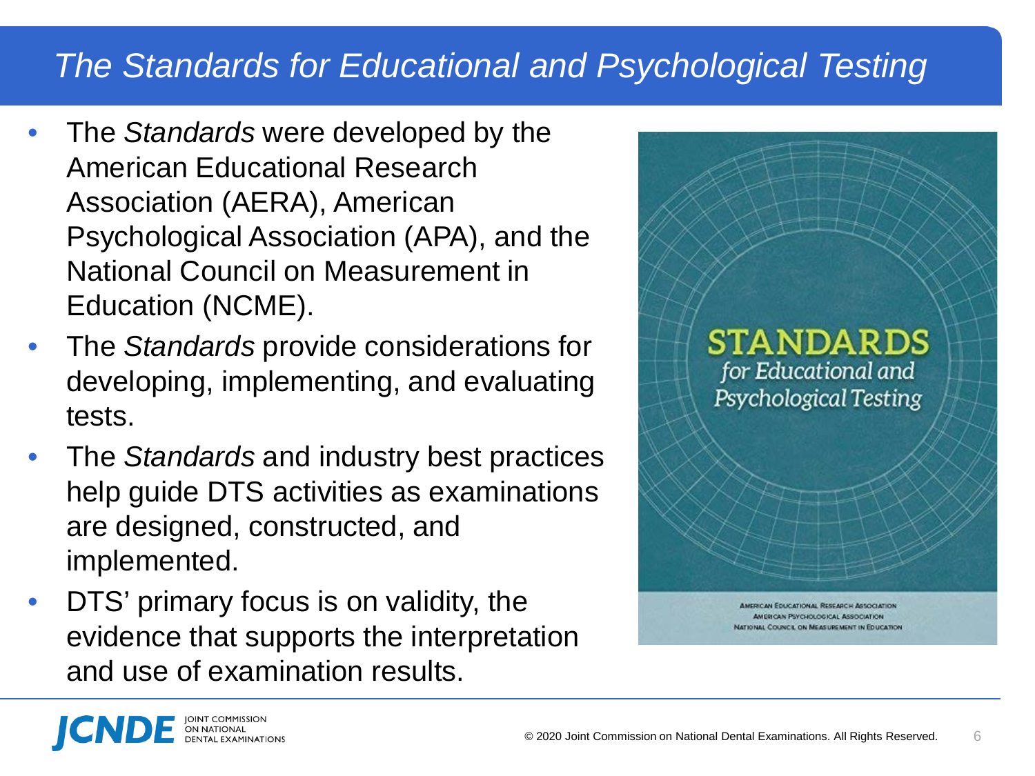# *The Standards for Educational and Psychological Testing*

- The *Standards* were developed by the American Educational Research Association (AERA), American Psychological Association (APA), and the National Council on Measurement in Education (NCME).
- The *Standards* provide considerations for developing, implementing, and evaluating tests.
- The *Standards* and industry best practices help guide DTS activities as examinations are designed, constructed, and implemented.
- DTS' primary focus is on validity, the evidence that supports the interpretation and use of examination results.

STANDARDS
*for Educational and Psychological Testing*

AMERICAN EDUCATIONAL RESEARCH ASSOCIATION
AMERICAN PSYCHOLOGICAL ASSOCIATION
NATIONAL COUNCIL ON MEASUREMENT IN EDUCATION

© 2020 Joint Commission on National Dental Examinations. All Rights Reserved.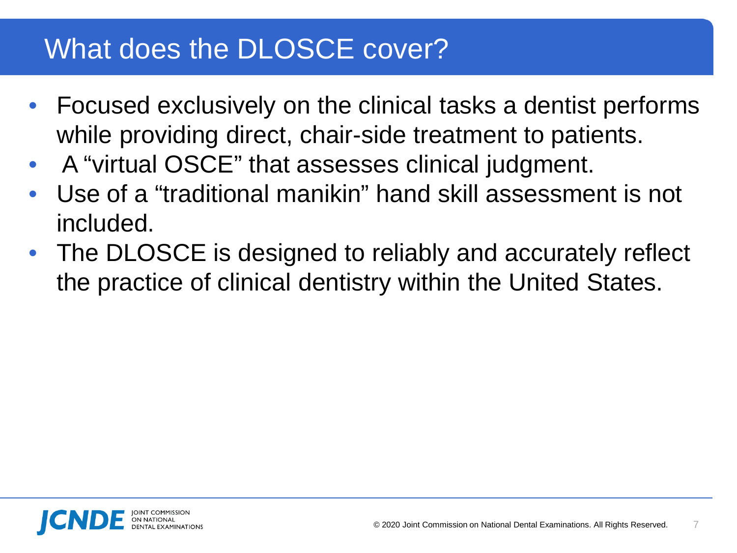# What does the DLOSCE cover?

- Focused exclusively on the clinical tasks a dentist performs while providing direct, chair-side treatment to patients.
- A "virtual OSCE" that assesses clinical judgment.
- Use of a "traditional manikin" hand skill assessment is not included.
- The DLOSCE is designed to reliably and accurately reflect the practice of clinical dentistry within the United States.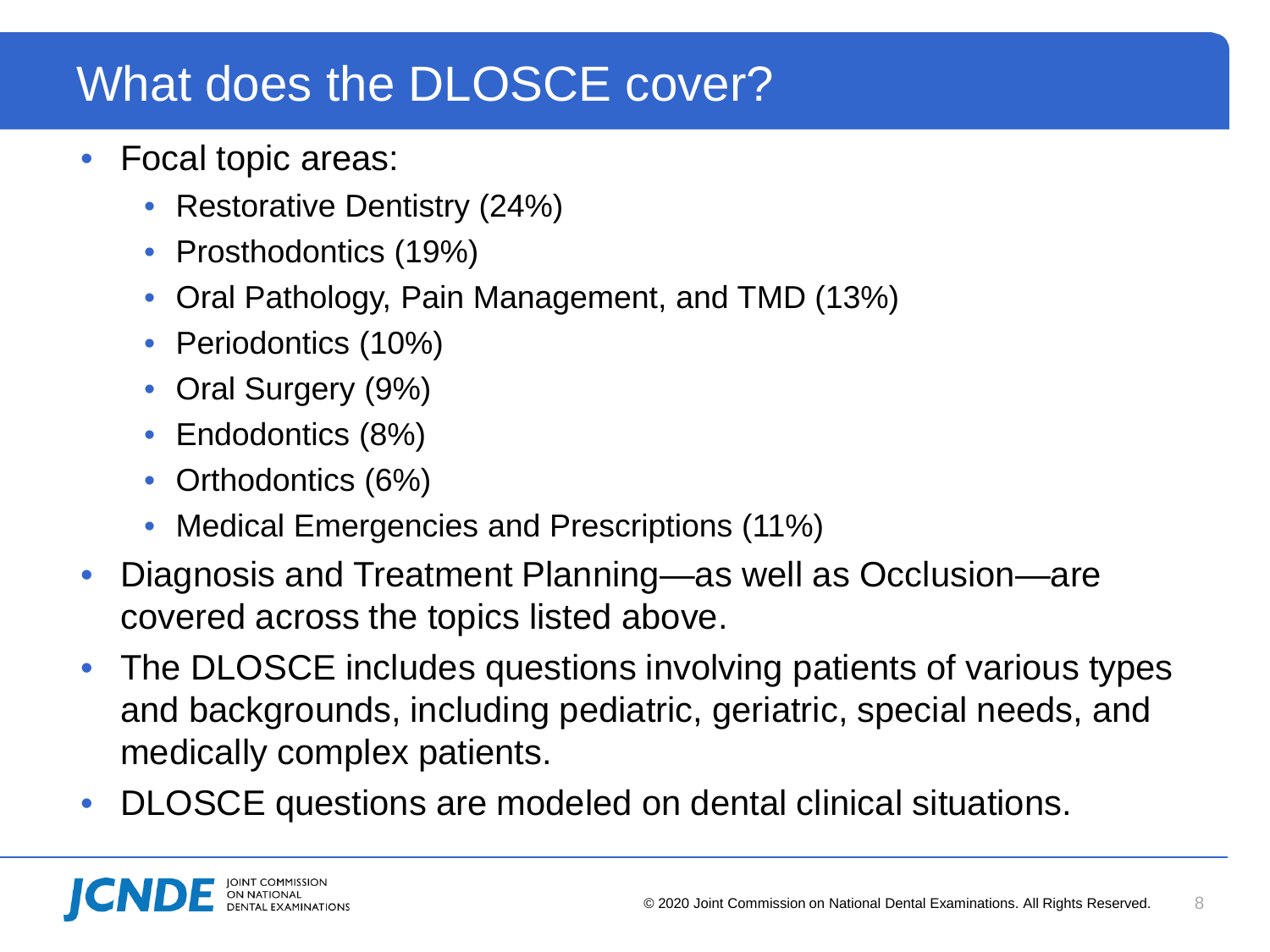# What does the DLOSCE cover?

- Focal topic areas:
  - Restorative Dentistry (24%)
  - Prosthodontics (19%)
  - Oral Pathology, Pain Management, and TMD (13%)
  - Periodontics (10%)
  - Oral Surgery (9%)
  - Endodontics (8%)
  - Orthodontics (6%)
  - Medical Emergencies and Prescriptions (11%)
- Diagnosis and Treatment Planning—as well as Occlusion—are covered across the topics listed above.
- The DLOSCE includes questions involving patients of various types and backgrounds, including pediatric, geriatric, special needs, and medically complex patients.
- DLOSCE questions are modeled on dental clinical situations.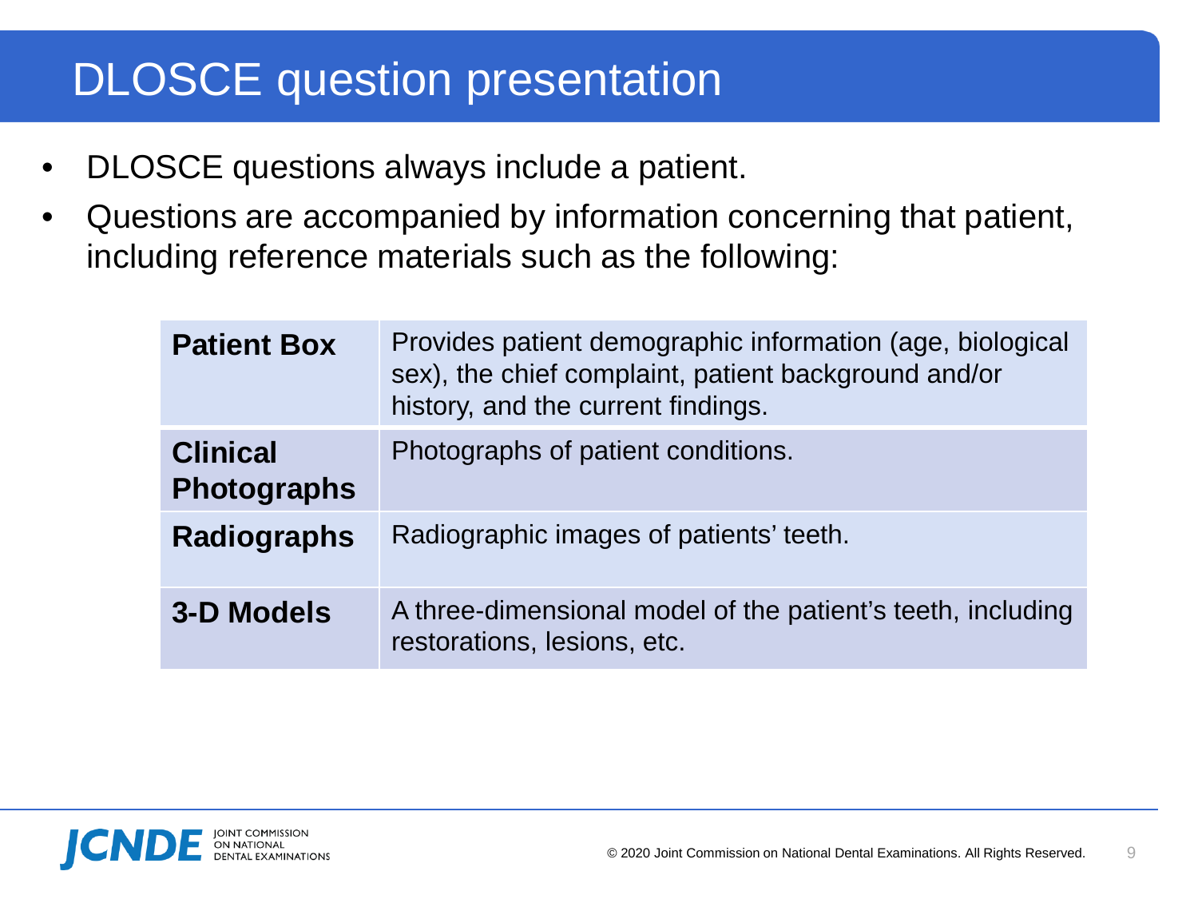# DLOSCE question presentation

- DLOSCE questions always include a patient.
- Questions are accompanied by information concerning that patient, including reference materials such as the following:

| | |
|---|---|
| **Patient Box** | Provides patient demographic information (age, biological sex), the chief complaint, patient background and/or history, and the current findings. |
| **Clinical Photographs** | Photographs of patient conditions. |
| **Radiographs** | Radiographic images of patients' teeth. |
| **3-D Models** | A three-dimensional model of the patient's teeth, including restorations, lesions, etc. |

JCNDE JOINT COMMISSION ON NATIONAL DENTAL EXAMINATIONS

© 2020 Joint Commission on National Dental Examinations. All Rights Reserved.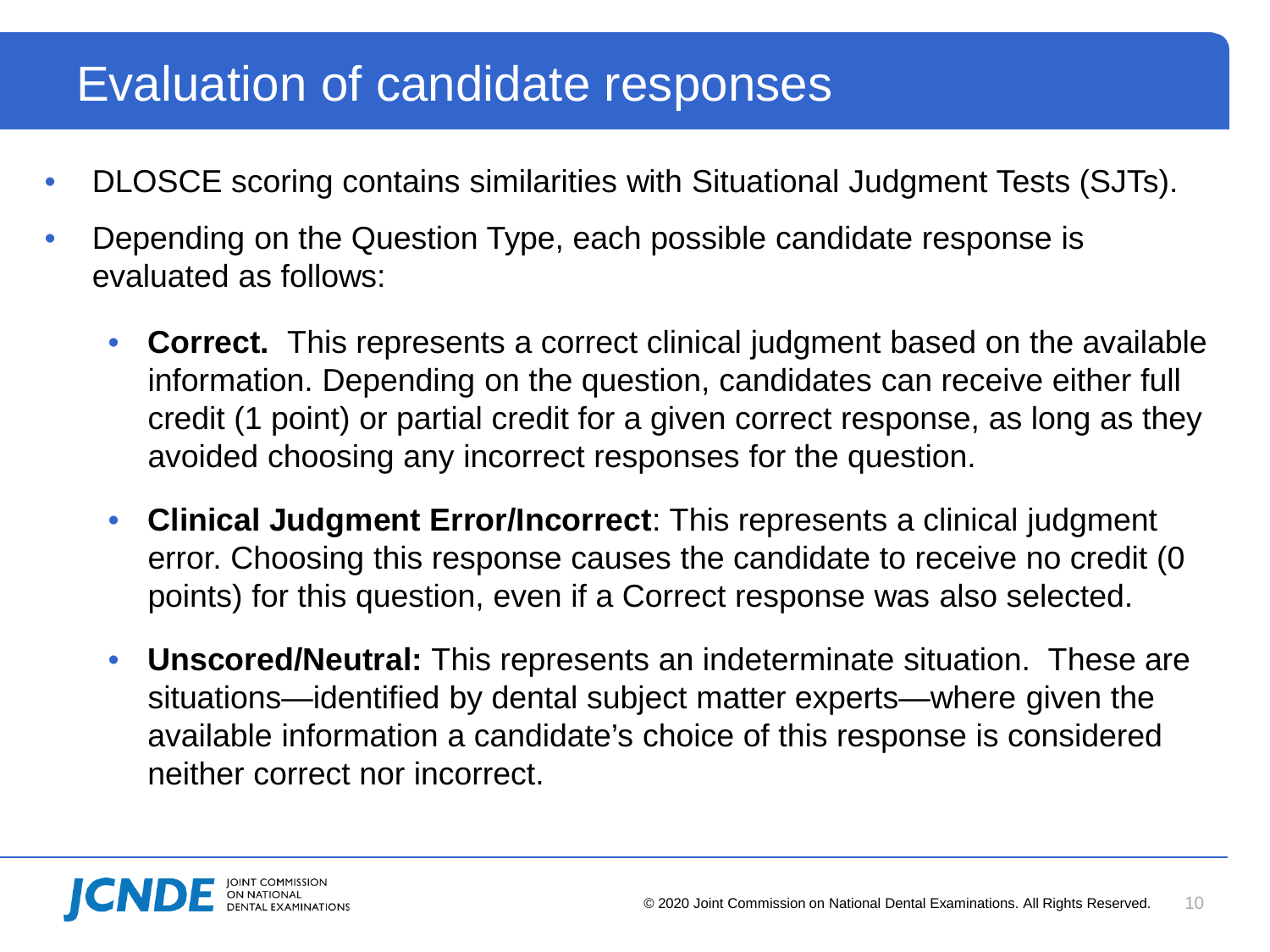# Evaluation of candidate responses

- DLOSCE scoring contains similarities with Situational Judgment Tests (SJTs).
- Depending on the Question Type, each possible candidate response is evaluated as follows:
  - **Correct.** This represents a correct clinical judgment based on the available information. Depending on the question, candidates can receive either full credit (1 point) or partial credit for a given correct response, as long as they avoided choosing any incorrect responses for the question.
  - **Clinical Judgment Error/Incorrect**: This represents a clinical judgment error. Choosing this response causes the candidate to receive no credit (0 points) for this question, even if a Correct response was also selected.
  - **Unscored/Neutral:** This represents an indeterminate situation. These are situations—identified by dental subject matter experts—where given the available information a candidate's choice of this response is considered neither correct nor incorrect.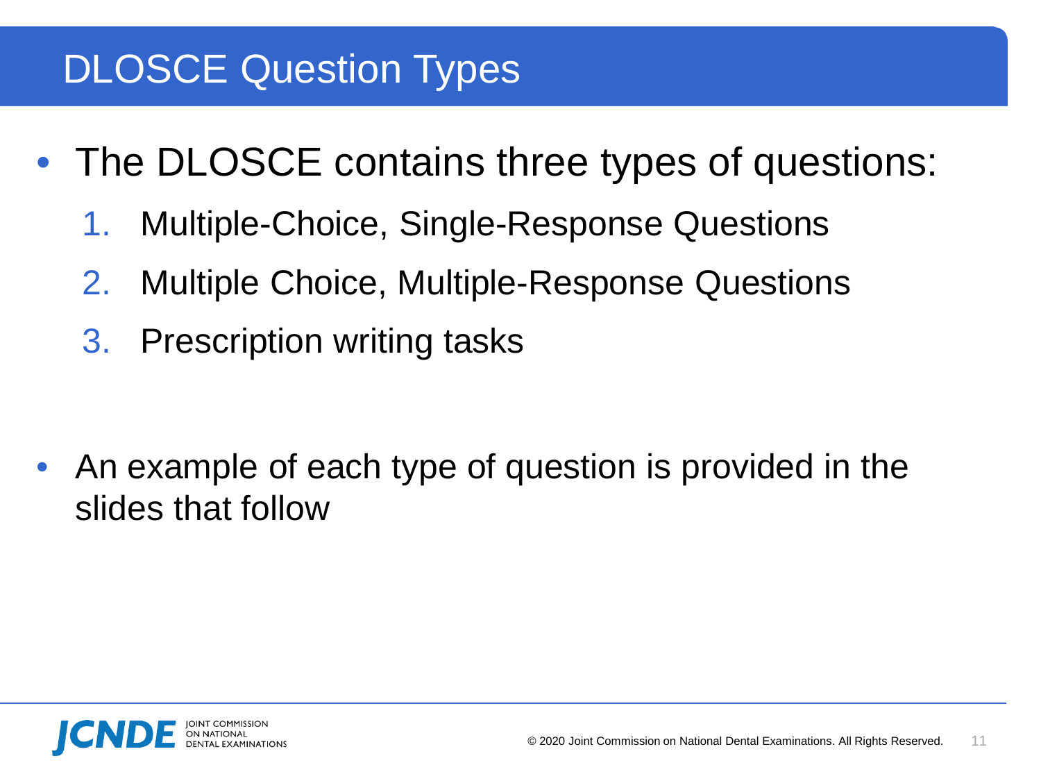# DLOSCE Question Types

- The DLOSCE contains three types of questions:
  1. Multiple-Choice, Single-Response Questions
  2. Multiple Choice, Multiple-Response Questions
  3. Prescription writing tasks

- An example of each type of question is provided in the slides that follow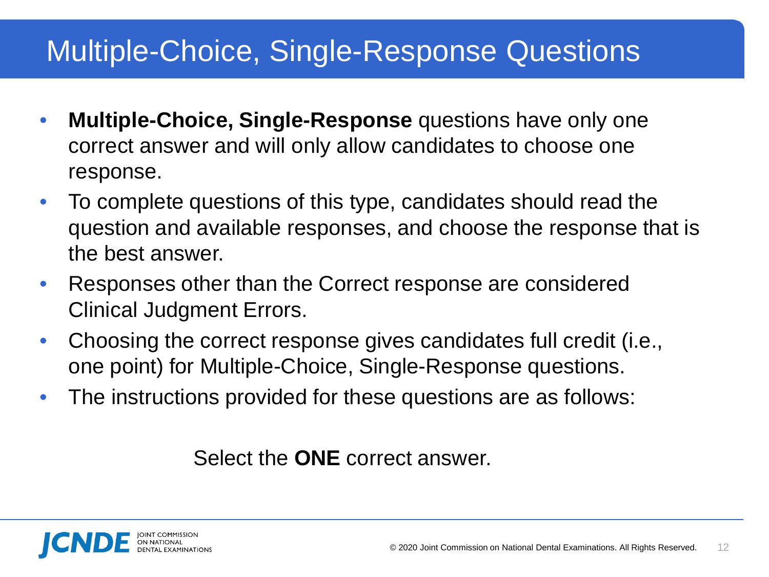# Multiple-Choice, Single-Response Questions

- **Multiple-Choice, Single-Response** questions have only one correct answer and will only allow candidates to choose one response.
- To complete questions of this type, candidates should read the question and available responses, and choose the response that is the best answer.
- Responses other than the Correct response are considered Clinical Judgment Errors.
- Choosing the correct response gives candidates full credit (i.e., one point) for Multiple-Choice, Single-Response questions.
- The instructions provided for these questions are as follows:

Select the **ONE** correct answer.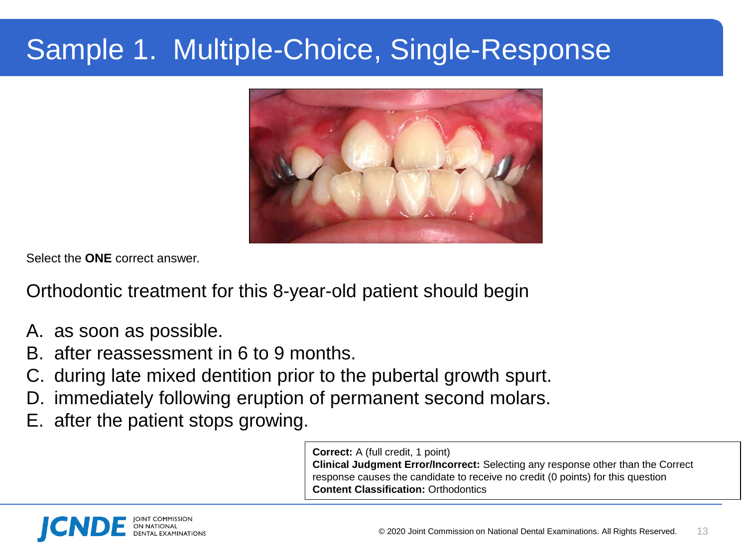# Sample 1. Multiple-Choice, Single-Response

Select the **ONE** correct answer.

Orthodontic treatment for this 8-year-old patient should begin

A. as soon as possible.
B. after reassessment in 6 to 9 months.
C. during late mixed dentition prior to the pubertal growth spurt.
D. immediately following eruption of permanent second molars.
E. after the patient stops growing.

**Correct:** A (full credit, 1 point)
**Clinical Judgment Error/Incorrect:** Selecting any response other than the Correct response causes the candidate to receive no credit (0 points) for this question
**Content Classification:** Orthodontics

© 2020 Joint Commission on National Dental Examinations. All Rights Reserved.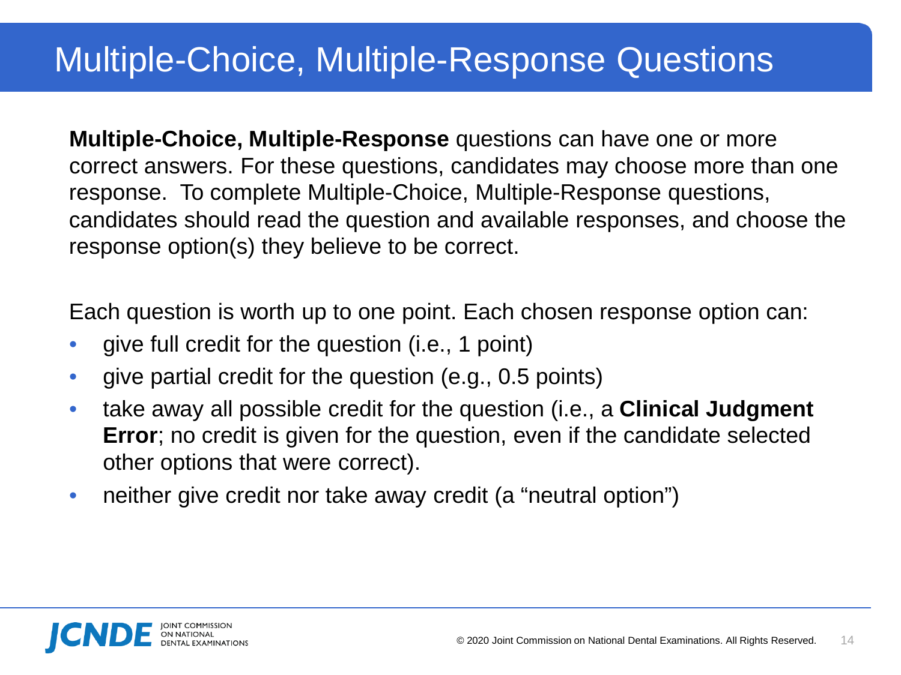# Multiple-Choice, Multiple-Response Questions

**Multiple-Choice, Multiple-Response** questions can have one or more correct answers. For these questions, candidates may choose more than one response. To complete Multiple-Choice, Multiple-Response questions, candidates should read the question and available responses, and choose the response option(s) they believe to be correct.

Each question is worth up to one point. Each chosen response option can:

- give full credit for the question (i.e., 1 point)
- give partial credit for the question (e.g., 0.5 points)
- take away all possible credit for the question (i.e., a **Clinical Judgment Error**; no credit is given for the question, even if the candidate selected other options that were correct).
- neither give credit nor take away credit (a "neutral option")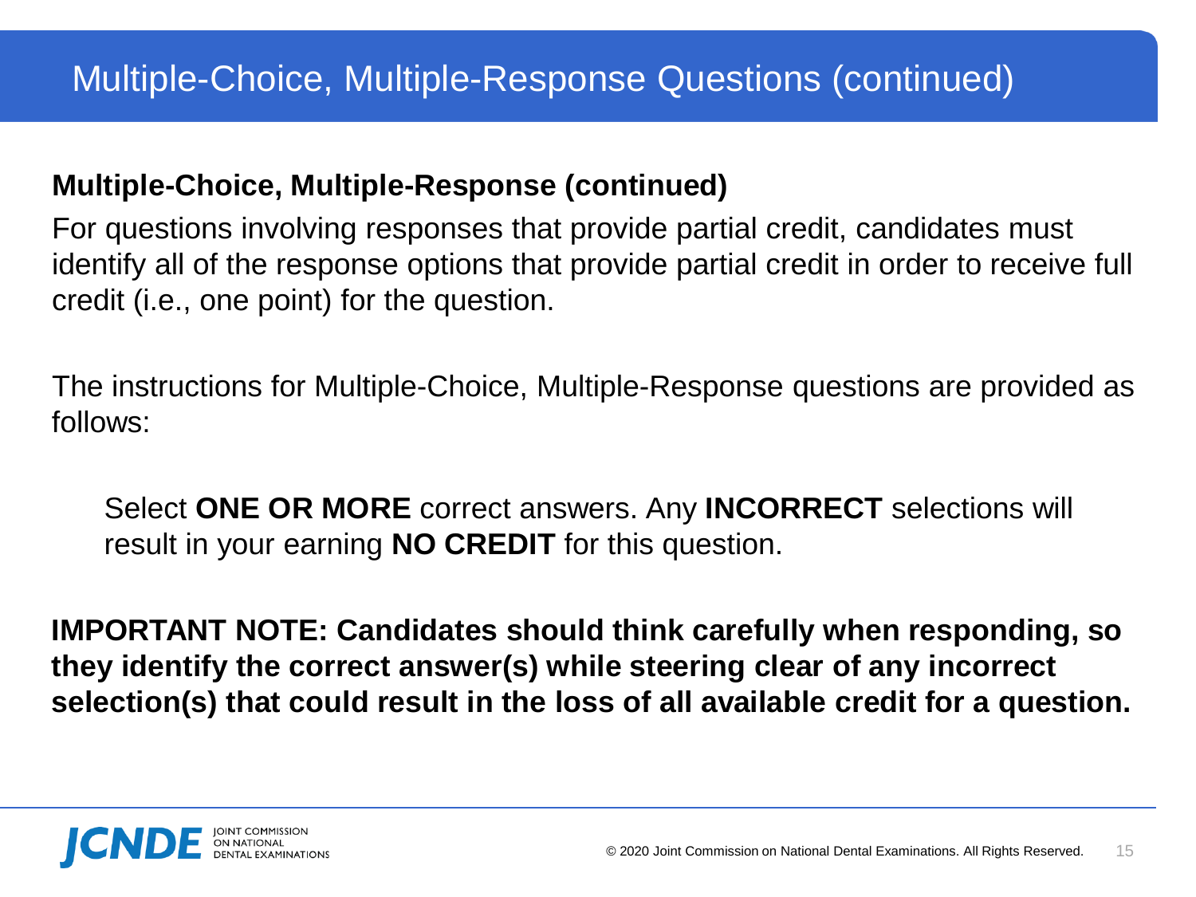# Multiple-Choice, Multiple-Response Questions (continued)

**Multiple-Choice, Multiple-Response (continued)**

For questions involving responses that provide partial credit, candidates must identify all of the response options that provide partial credit in order to receive full credit (i.e., one point) for the question.

The instructions for Multiple-Choice, Multiple-Response questions are provided as follows:

> Select **ONE OR MORE** correct answers. Any **INCORRECT** selections will result in your earning **NO CREDIT** for this question.

**IMPORTANT NOTE: Candidates should think carefully when responding, so they identify the correct answer(s) while steering clear of any incorrect selection(s) that could result in the loss of all available credit for a question.**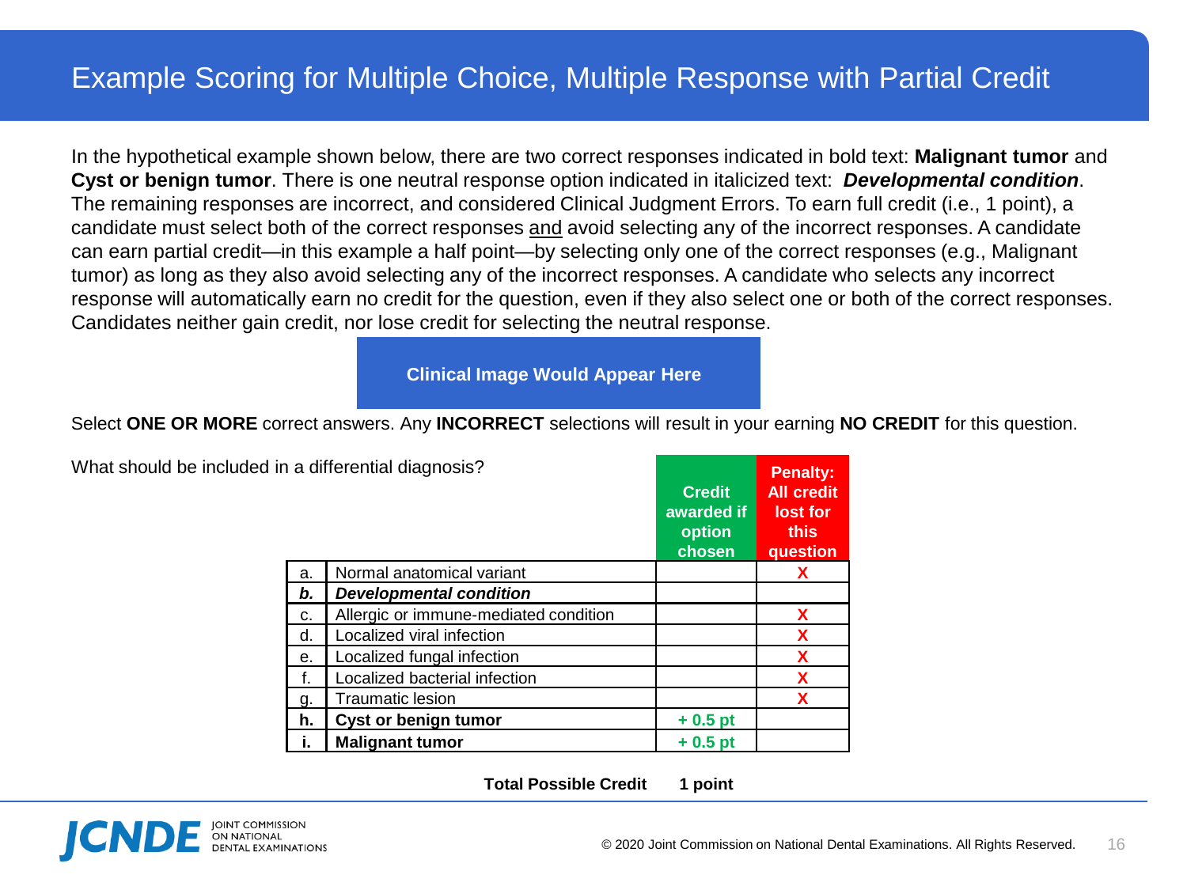# Example Scoring for Multiple Choice, Multiple Response with Partial Credit

In the hypothetical example shown below, there are two correct responses indicated in bold text: **Malignant tumor** and **Cyst or benign tumor**. There is one neutral response option indicated in italicized text: ***Developmental condition***. The remaining responses are incorrect, and considered Clinical Judgment Errors. To earn full credit (i.e., 1 point), a candidate must select both of the correct responses and avoid selecting any of the incorrect responses. A candidate can earn partial credit—in this example a half point—by selecting only one of the correct responses (e.g., Malignant tumor) as long as they also avoid selecting any of the incorrect responses. A candidate who selects any incorrect response will automatically earn no credit for the question, even if they also select one or both of the correct responses. Candidates neither gain credit, nor lose credit for selecting the neutral response.

**Clinical Image Would Appear Here**

Select **ONE OR MORE** correct answers. Any **INCORRECT** selections will result in your earning **NO CREDIT** for this question.

What should be included in a differential diagnosis?

| | | Credit awarded if option chosen | Penalty: All credit lost for this question |
|---|---|---|---|
| a. | Normal anatomical variant | | X |
| ***b.*** | ***Developmental condition*** | | |
| c. | Allergic or immune-mediated condition | | X |
| d. | Localized viral infection | | X |
| e. | Localized fungal infection | | X |
| f. | Localized bacterial infection | | X |
| g. | Traumatic lesion | | X |
| **h.** | **Cyst or benign tumor** | + 0.5 pt | |
| **i.** | **Malignant tumor** | + 0.5 pt | |

**Total Possible Credit** **1 point**

© 2020 Joint Commission on National Dental Examinations. All Rights Reserved.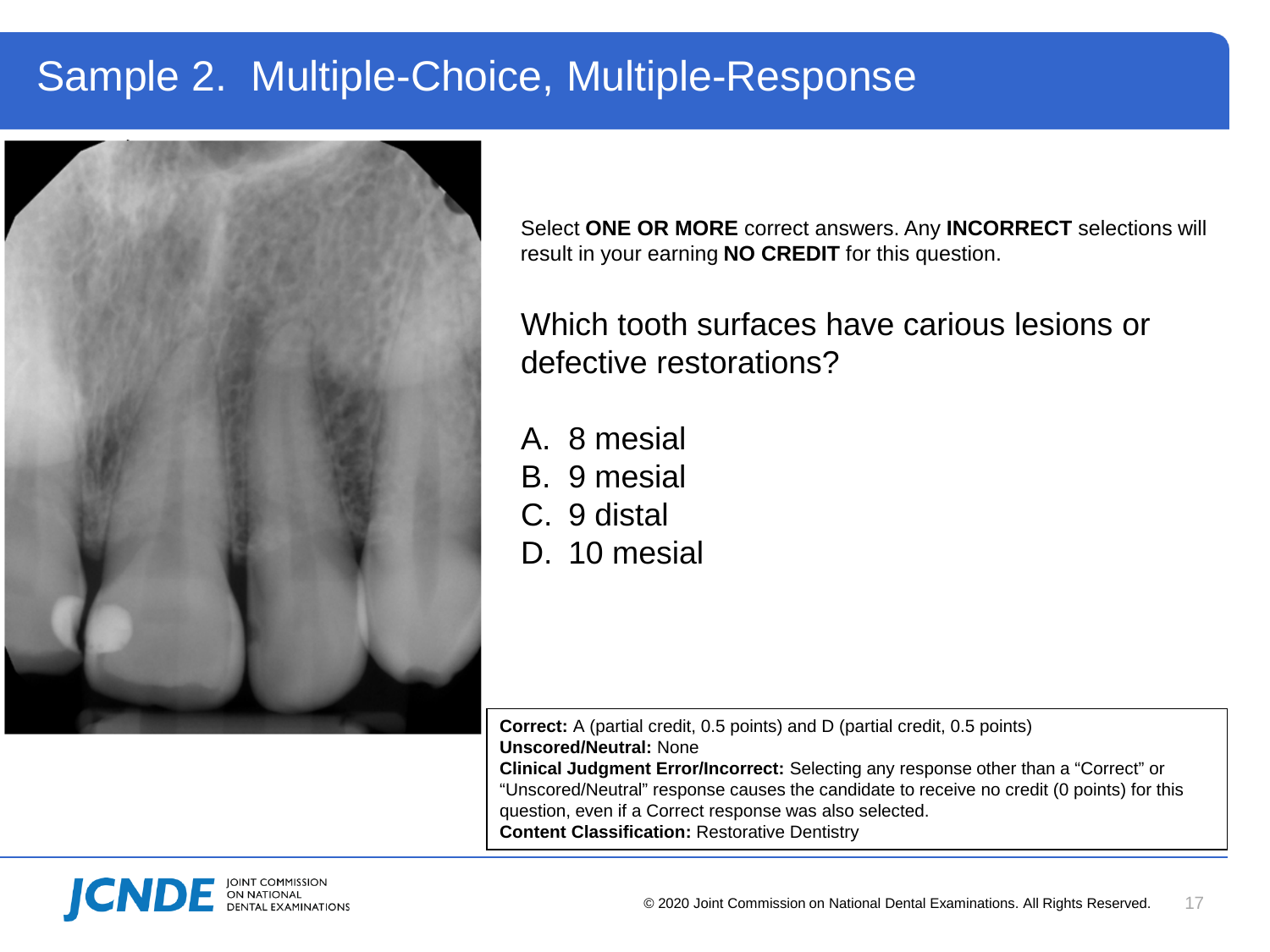# Sample 2. Multiple-Choice, Multiple-Response

Select **ONE OR MORE** correct answers. Any **INCORRECT** selections will result in your earning **NO CREDIT** for this question.

Which tooth surfaces have carious lesions or defective restorations?

A. 8 mesial
B. 9 mesial
C. 9 distal
D. 10 mesial

**Correct:** A (partial credit, 0.5 points) and D (partial credit, 0.5 points)
**Unscored/Neutral:** None
**Clinical Judgment Error/Incorrect:** Selecting any response other than a "Correct" or "Unscored/Neutral" response causes the candidate to receive no credit (0 points) for this question, even if a Correct response was also selected.
**Content Classification:** Restorative Dentistry

© 2020 Joint Commission on National Dental Examinations. All Rights Reserved.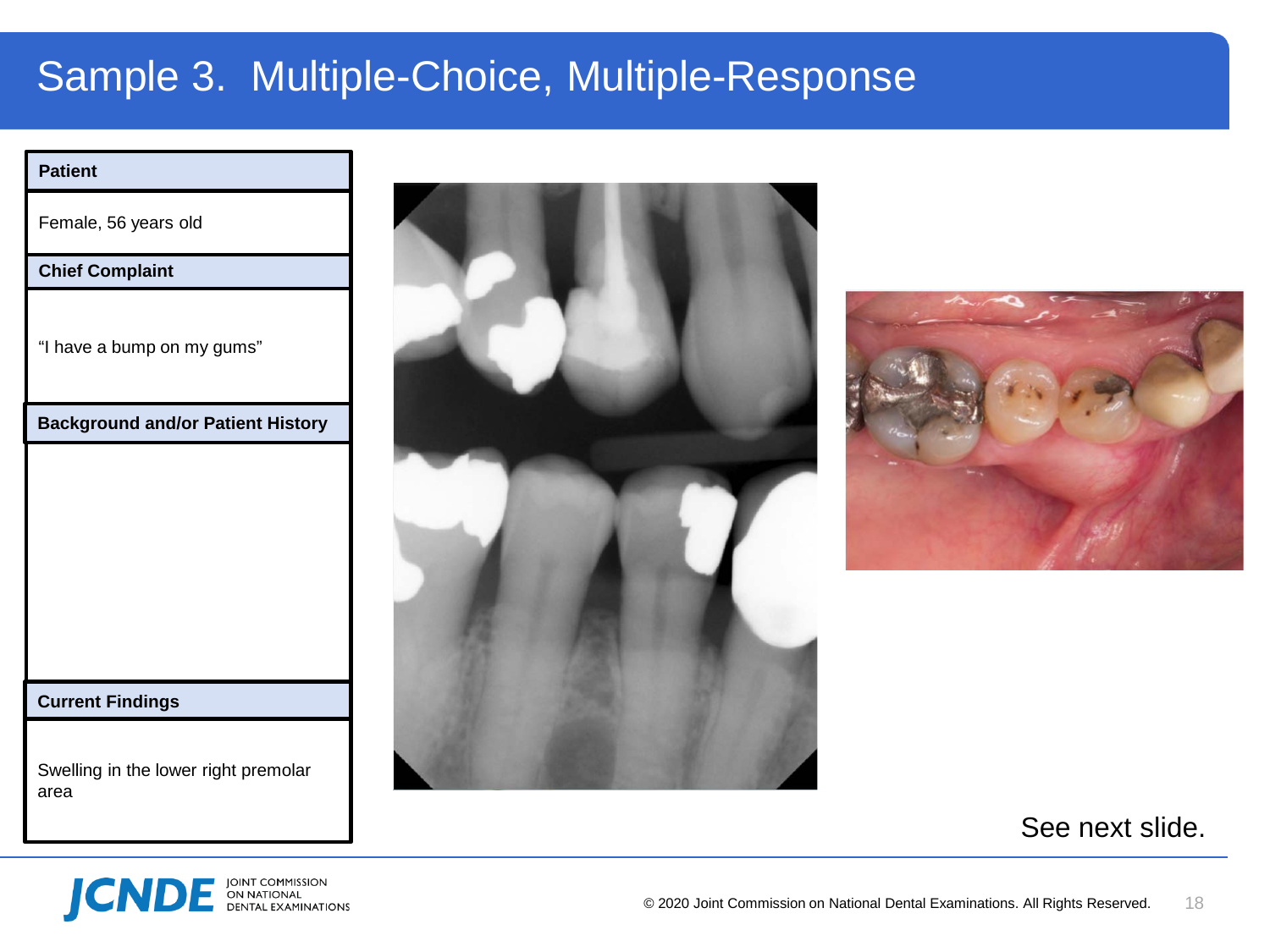# Sample 3. Multiple-Choice, Multiple-Response

| Patient |
| --- |
| Female, 56 years old |
| **Chief Complaint** |
| "I have a bump on my gums" |
| **Background and/or Patient History** |
| |
| **Current Findings** |
| Swelling in the lower right premolar area |

See next slide.

© 2020 Joint Commission on National Dental Examinations. All Rights Reserved.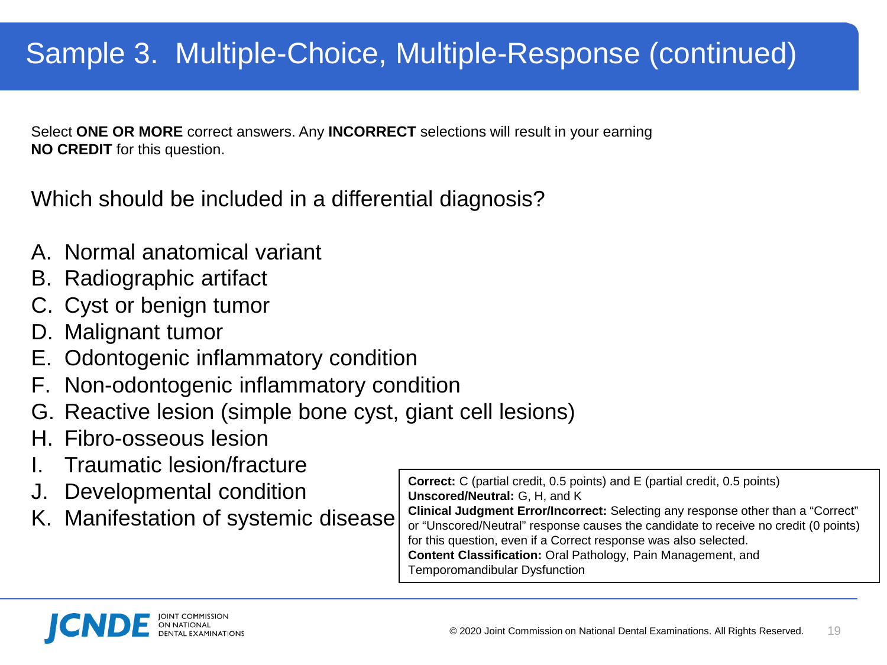# Sample 3. Multiple-Choice, Multiple-Response (continued)

Select **ONE OR MORE** correct answers. Any **INCORRECT** selections will result in your earning **NO CREDIT** for this question.

Which should be included in a differential diagnosis?

A. Normal anatomical variant
B. Radiographic artifact
C. Cyst or benign tumor
D. Malignant tumor
E. Odontogenic inflammatory condition
F. Non-odontogenic inflammatory condition
G. Reactive lesion (simple bone cyst, giant cell lesions)
H. Fibro-osseous lesion
I. Traumatic lesion/fracture
J. Developmental condition
K. Manifestation of systemic disease

**Correct:** C (partial credit, 0.5 points) and E (partial credit, 0.5 points)
**Unscored/Neutral:** G, H, and K
**Clinical Judgment Error/Incorrect:** Selecting any response other than a "Correct" or "Unscored/Neutral" response causes the candidate to receive no credit (0 points) for this question, even if a Correct response was also selected.
**Content Classification:** Oral Pathology, Pain Management, and Temporomandibular Dysfunction

© 2020 Joint Commission on National Dental Examinations. All Rights Reserved.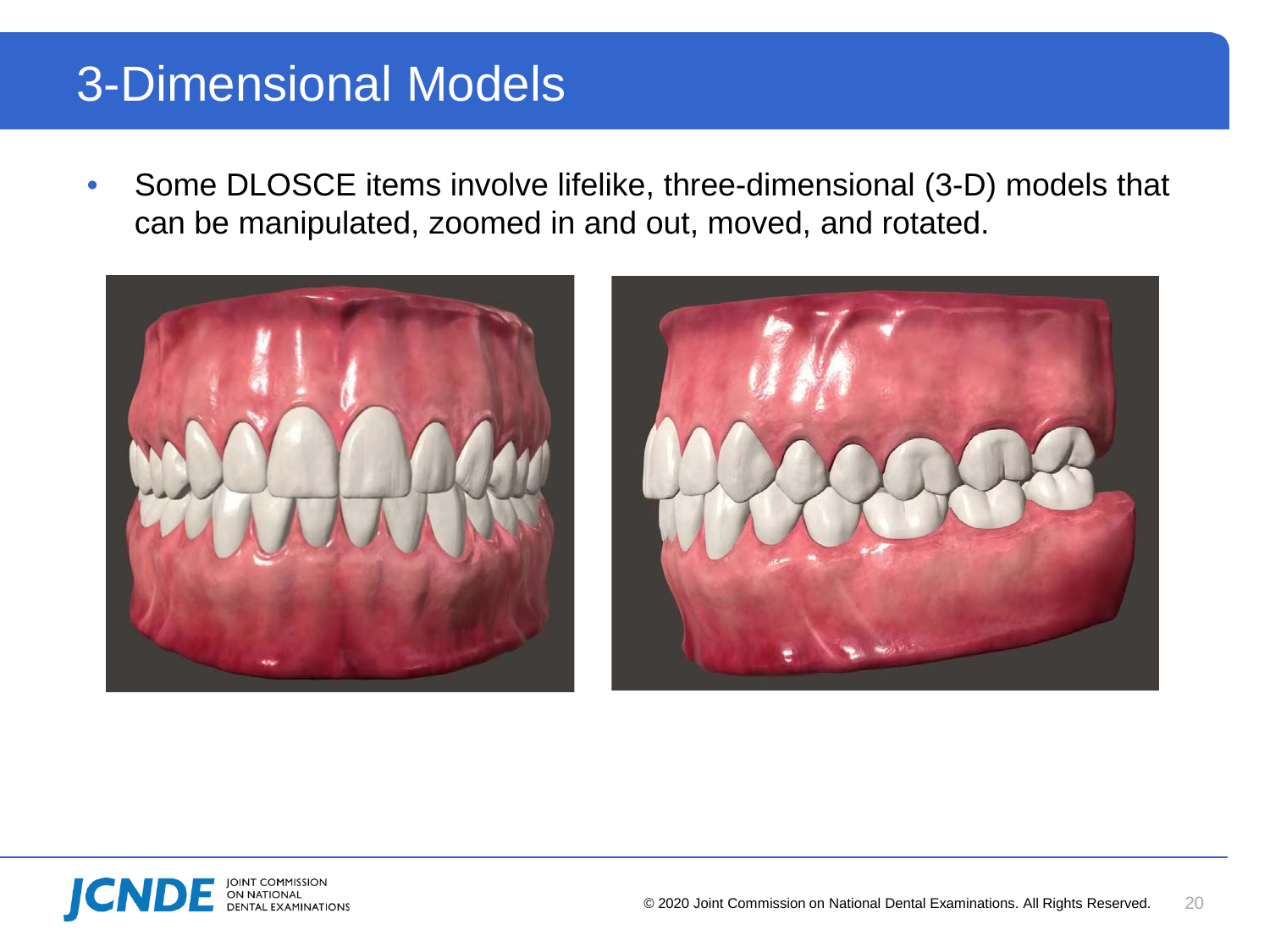# 3-Dimensional Models

- Some DLOSCE items involve lifelike, three-dimensional (3-D) models that can be manipulated, zoomed in and out, moved, and rotated.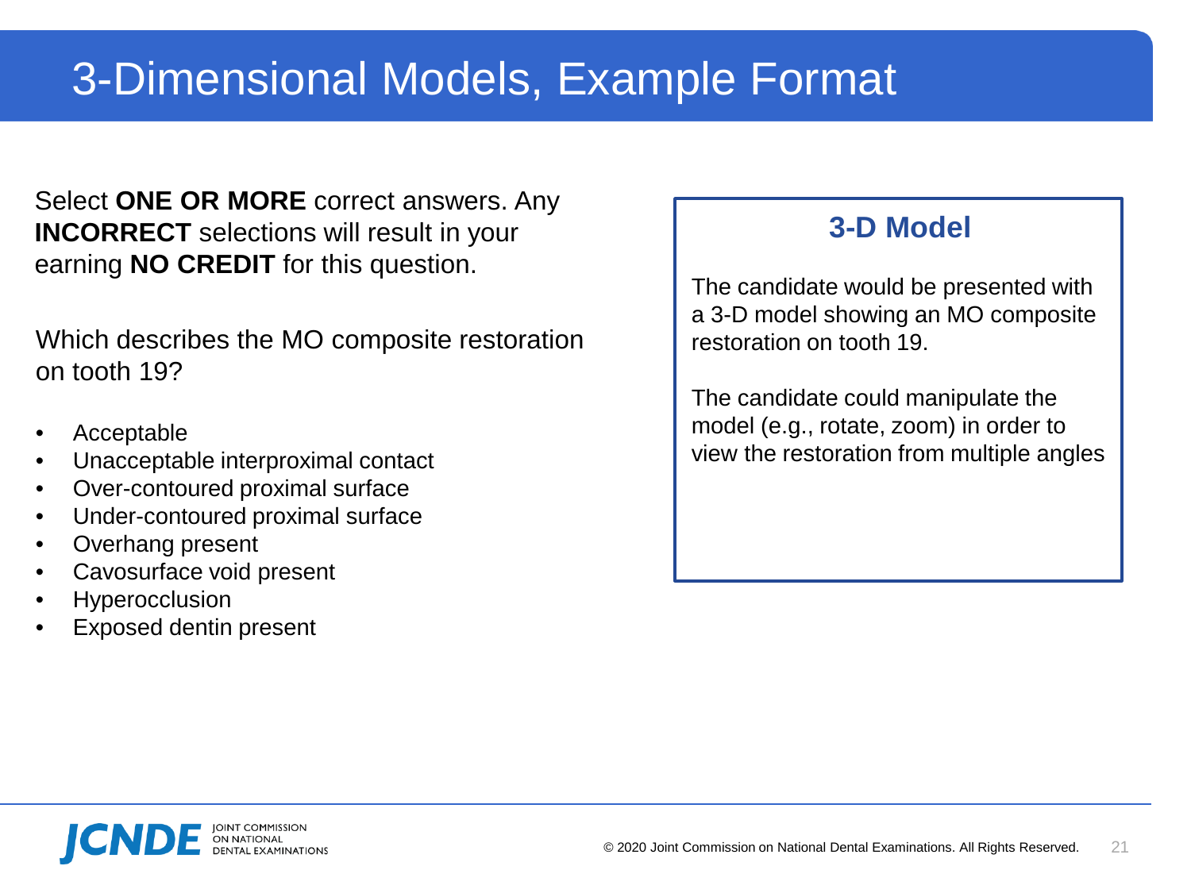# 3-Dimensional Models, Example Format

Select **ONE OR MORE** correct answers. Any **INCORRECT** selections will result in your earning **NO CREDIT** for this question.

Which describes the MO composite restoration on tooth 19?

- Acceptable
- Unacceptable interproximal contact
- Over-contoured proximal surface
- Under-contoured proximal surface
- Overhang present
- Cavosurface void present
- Hyperocclusion
- Exposed dentin present

## 3-D Model

The candidate would be presented with a 3-D model showing an MO composite restoration on tooth 19.

The candidate could manipulate the model (e.g., rotate, zoom) in order to view the restoration from multiple angles

© 2020 Joint Commission on National Dental Examinations. All Rights Reserved.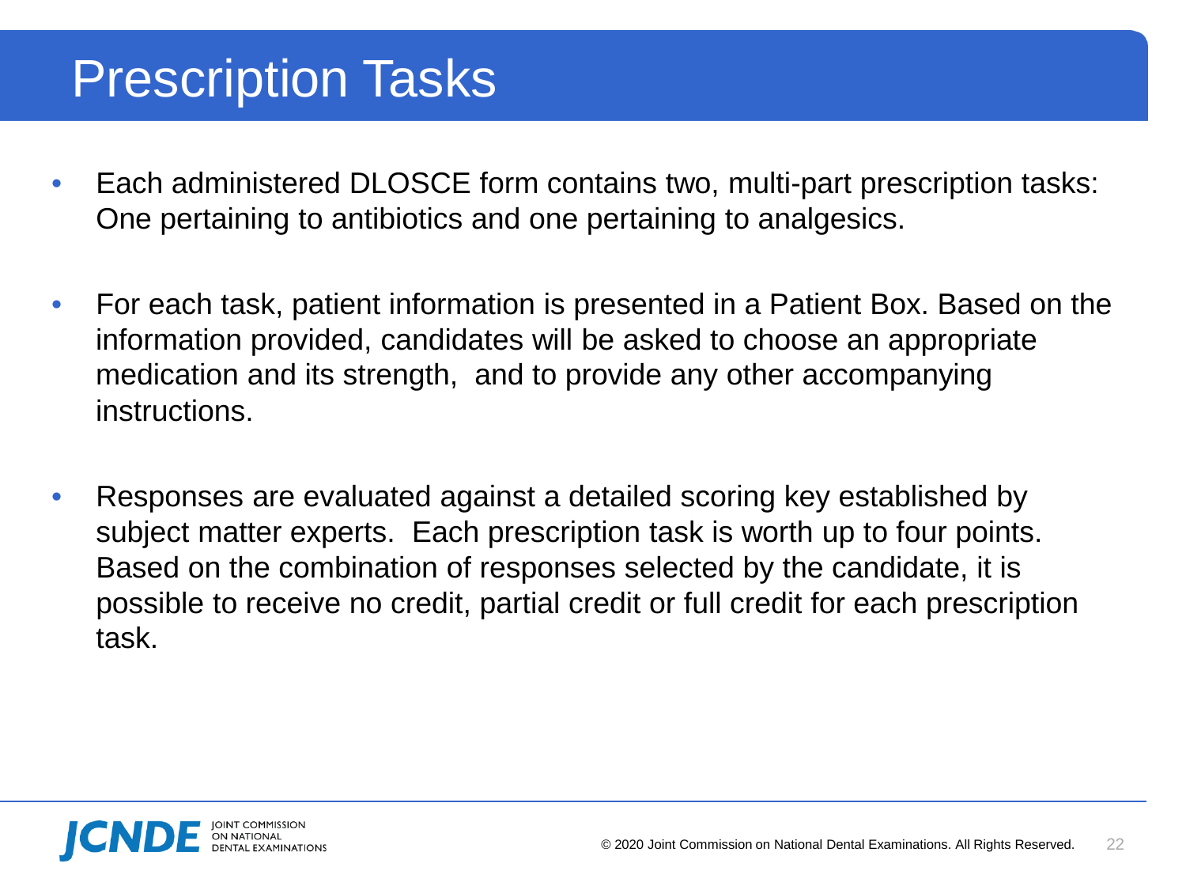# Prescription Tasks

- Each administered DLOSCE form contains two, multi-part prescription tasks: One pertaining to antibiotics and one pertaining to analgesics.
- For each task, patient information is presented in a Patient Box. Based on the information provided, candidates will be asked to choose an appropriate medication and its strength, and to provide any other accompanying instructions.
- Responses are evaluated against a detailed scoring key established by subject matter experts. Each prescription task is worth up to four points. Based on the combination of responses selected by the candidate, it is possible to receive no credit, partial credit or full credit for each prescription task.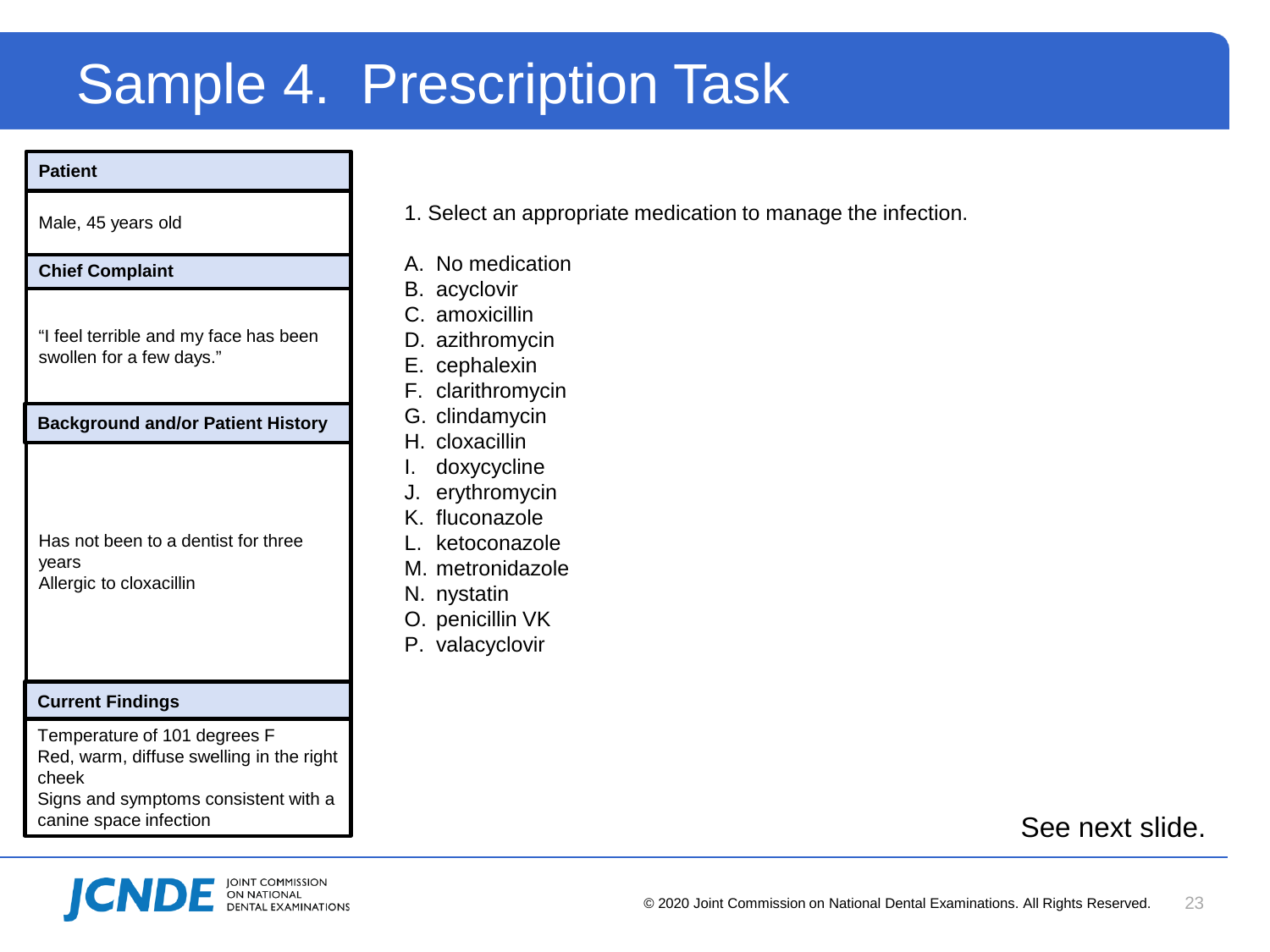# Sample 4. Prescription Task

| Patient |
| --- |
| Male, 45 years old |
| **Chief Complaint** |
| "I feel terrible and my face has been swollen for a few days." |
| **Background and/or Patient History** |
| Has not been to a dentist for three years<br>Allergic to cloxacillin |
| **Current Findings** |
| Temperature of 101 degrees F<br>Red, warm, diffuse swelling in the right cheek<br>Signs and symptoms consistent with a canine space infection |

1. Select an appropriate medication to manage the infection.

A. No medication
B. acyclovir
C. amoxicillin
D. azithromycin
E. cephalexin
F. clarithromycin
G. clindamycin
H. cloxacillin
I. doxycycline
J. erythromycin
K. fluconazole
L. ketoconazole
M. metronidazole
N. nystatin
O. penicillin VK
P. valacyclovir

See next slide.

© 2020 Joint Commission on National Dental Examinations. All Rights Reserved.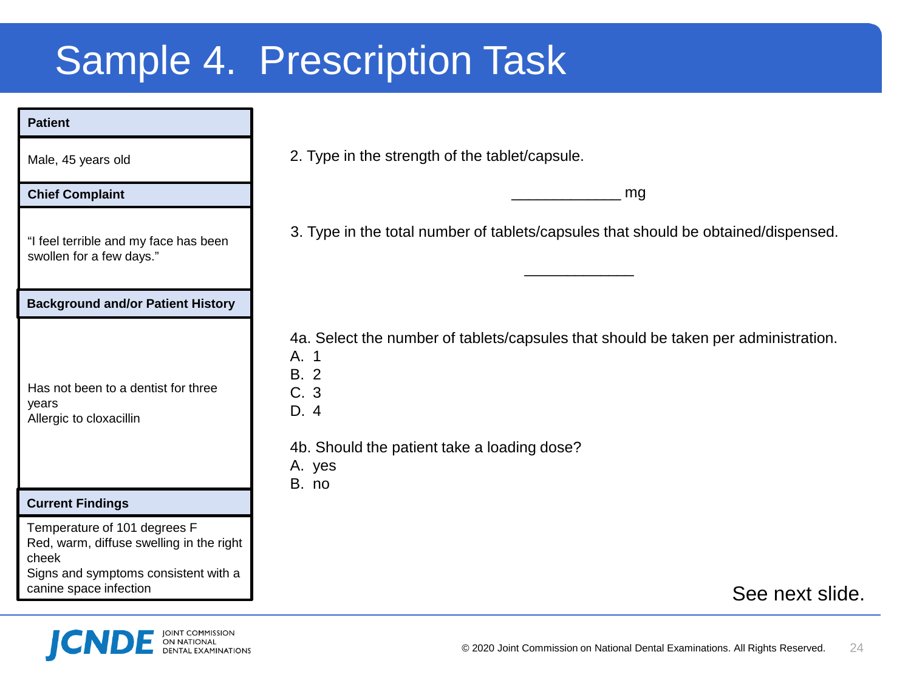# Sample 4. Prescription Task

**Patient**

Male, 45 years old

**Chief Complaint**

"I feel terrible and my face has been swollen for a few days."

**Background and/or Patient History**

Has not been to a dentist for three years
Allergic to cloxacillin

**Current Findings**

Temperature of 101 degrees F
Red, warm, diffuse swelling in the right cheek
Signs and symptoms consistent with a canine space infection

2. Type in the strength of the tablet/capsule.

_____________ mg

3. Type in the total number of tablets/capsules that should be obtained/dispensed.

_____________

4a. Select the number of tablets/capsules that should be taken per administration.

A. 1
B. 2
C. 3
D. 4

4b. Should the patient take a loading dose?

A. yes
B. no

See next slide.

© 2020 Joint Commission on National Dental Examinations. All Rights Reserved.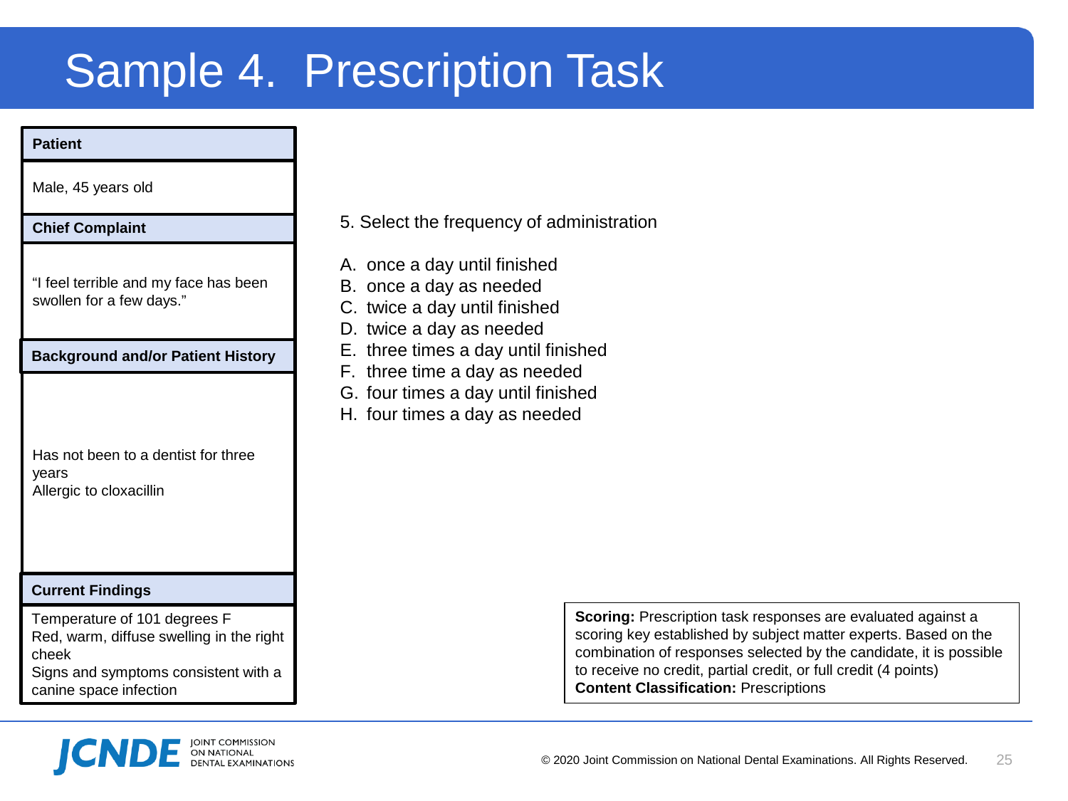# Sample 4. Prescription Task

| Patient |
| --- |
| Male, 45 years old |
| **Chief Complaint** |
| "I feel terrible and my face has been swollen for a few days." |
| **Background and/or Patient History** |
| Has not been to a dentist for three years<br>Allergic to cloxacillin |
| **Current Findings** |
| Temperature of 101 degrees F<br>Red, warm, diffuse swelling in the right cheek<br>Signs and symptoms consistent with a canine space infection |

5. Select the frequency of administration

A. once a day until finished
B. once a day as needed
C. twice a day until finished
D. twice a day as needed
E. three times a day until finished
F. three time a day as needed
G. four times a day until finished
H. four times a day as needed

**Scoring:** Prescription task responses are evaluated against a scoring key established by subject matter experts. Based on the combination of responses selected by the candidate, it is possible to receive no credit, partial credit, or full credit (4 points)
**Content Classification:** Prescriptions

© 2020 Joint Commission on National Dental Examinations. All Rights Reserved.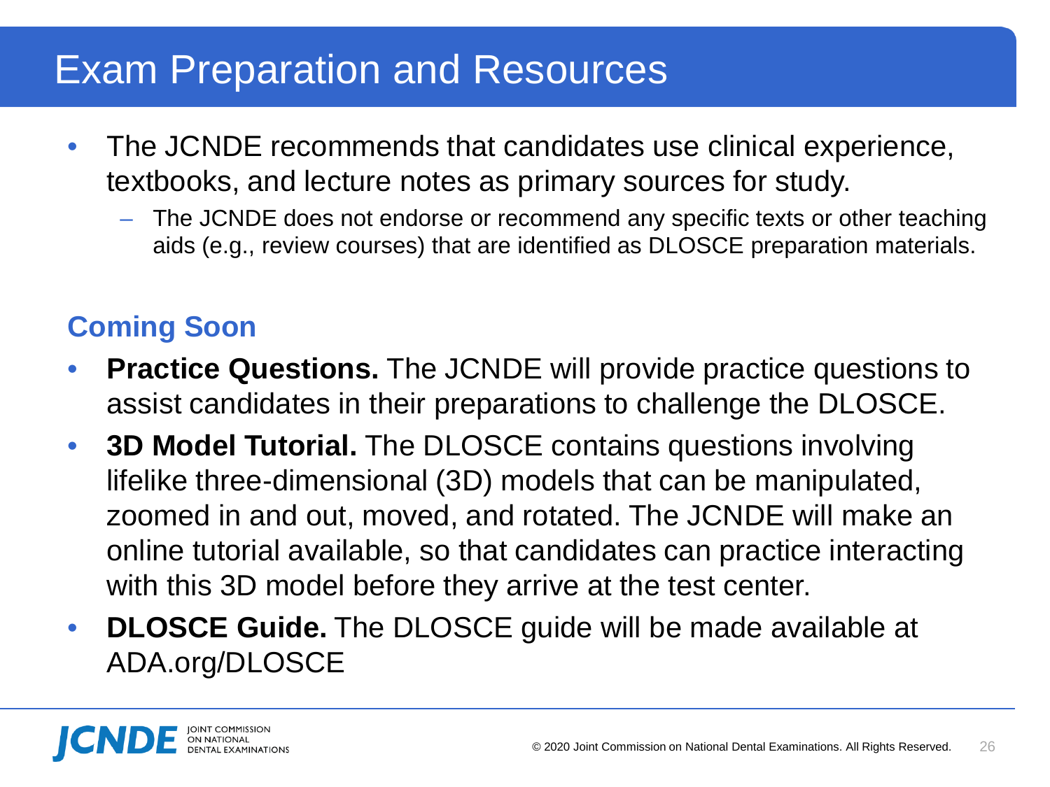# Exam Preparation and Resources

- The JCNDE recommends that candidates use clinical experience, textbooks, and lecture notes as primary sources for study.
  - The JCNDE does not endorse or recommend any specific texts or other teaching aids (e.g., review courses) that are identified as DLOSCE preparation materials.

## Coming Soon

- **Practice Questions.** The JCNDE will provide practice questions to assist candidates in their preparations to challenge the DLOSCE.
- **3D Model Tutorial.** The DLOSCE contains questions involving lifelike three-dimensional (3D) models that can be manipulated, zoomed in and out, moved, and rotated. The JCNDE will make an online tutorial available, so that candidates can practice interacting with this 3D model before they arrive at the test center.
- **DLOSCE Guide.** The DLOSCE guide will be made available at ADA.org/DLOSCE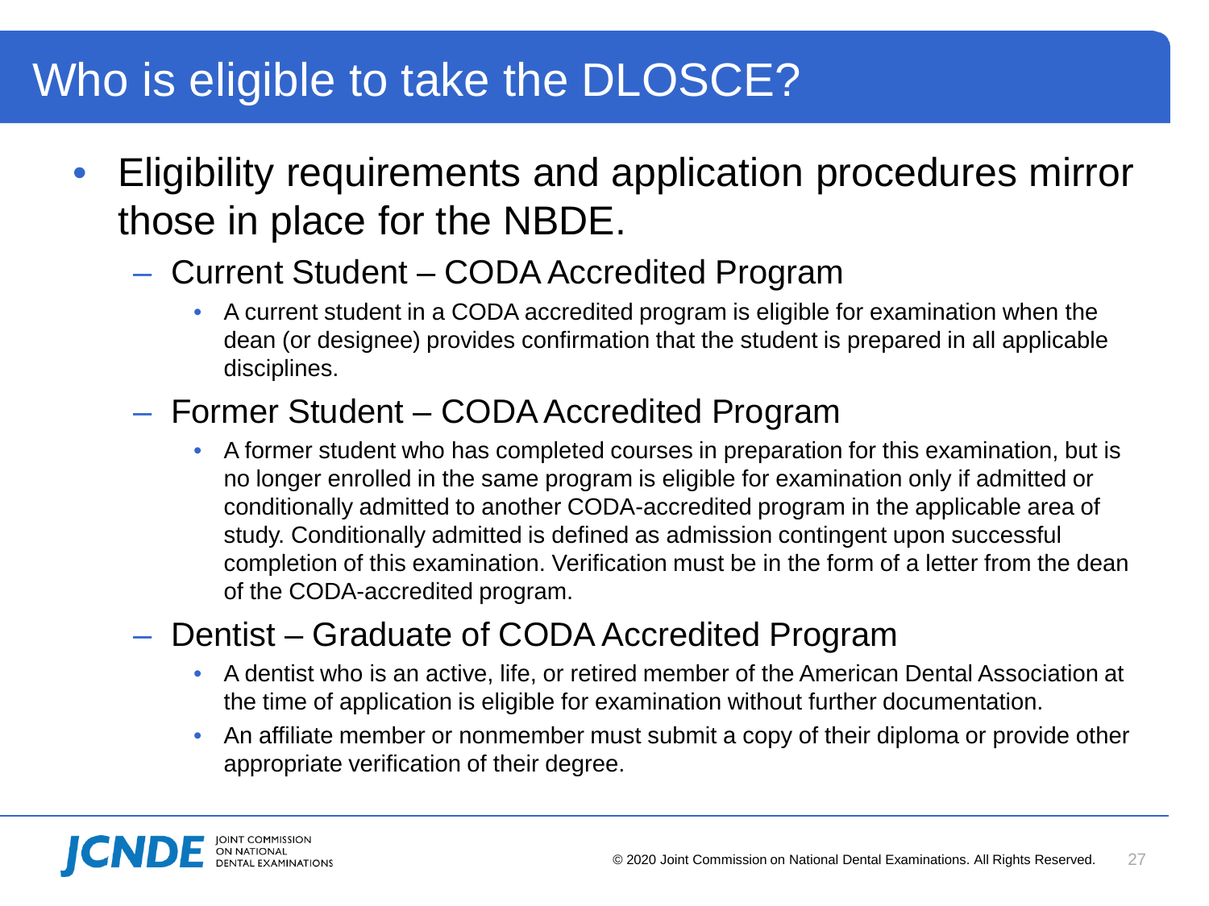# Who is eligible to take the DLOSCE?

- Eligibility requirements and application procedures mirror those in place for the NBDE.
  - Current Student – CODA Accredited Program
    - A current student in a CODA accredited program is eligible for examination when the dean (or designee) provides confirmation that the student is prepared in all applicable disciplines.
  - Former Student – CODA Accredited Program
    - A former student who has completed courses in preparation for this examination, but is no longer enrolled in the same program is eligible for examination only if admitted or conditionally admitted to another CODA-accredited program in the applicable area of study. Conditionally admitted is defined as admission contingent upon successful completion of this examination. Verification must be in the form of a letter from the dean of the CODA-accredited program.
  - Dentist – Graduate of CODA Accredited Program
    - A dentist who is an active, life, or retired member of the American Dental Association at the time of application is eligible for examination without further documentation.
    - An affiliate member or nonmember must submit a copy of their diploma or provide other appropriate verification of their degree.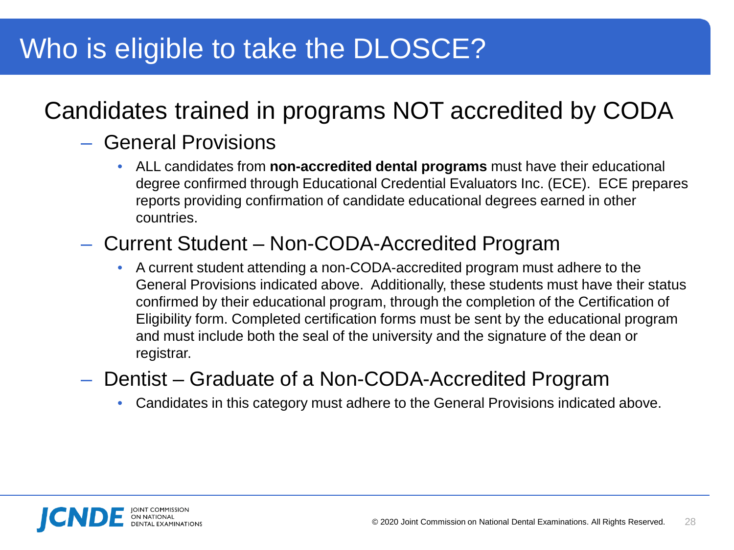# Who is eligible to take the DLOSCE?

## Candidates trained in programs NOT accredited by CODA

- General Provisions
  - ALL candidates from **non-accredited dental programs** must have their educational degree confirmed through Educational Credential Evaluators Inc. (ECE). ECE prepares reports providing confirmation of candidate educational degrees earned in other countries.
- Current Student – Non-CODA-Accredited Program
  - A current student attending a non-CODA-accredited program must adhere to the General Provisions indicated above. Additionally, these students must have their status confirmed by their educational program, through the completion of the Certification of Eligibility form. Completed certification forms must be sent by the educational program and must include both the seal of the university and the signature of the dean or registrar.
- Dentist – Graduate of a Non-CODA-Accredited Program
  - Candidates in this category must adhere to the General Provisions indicated above.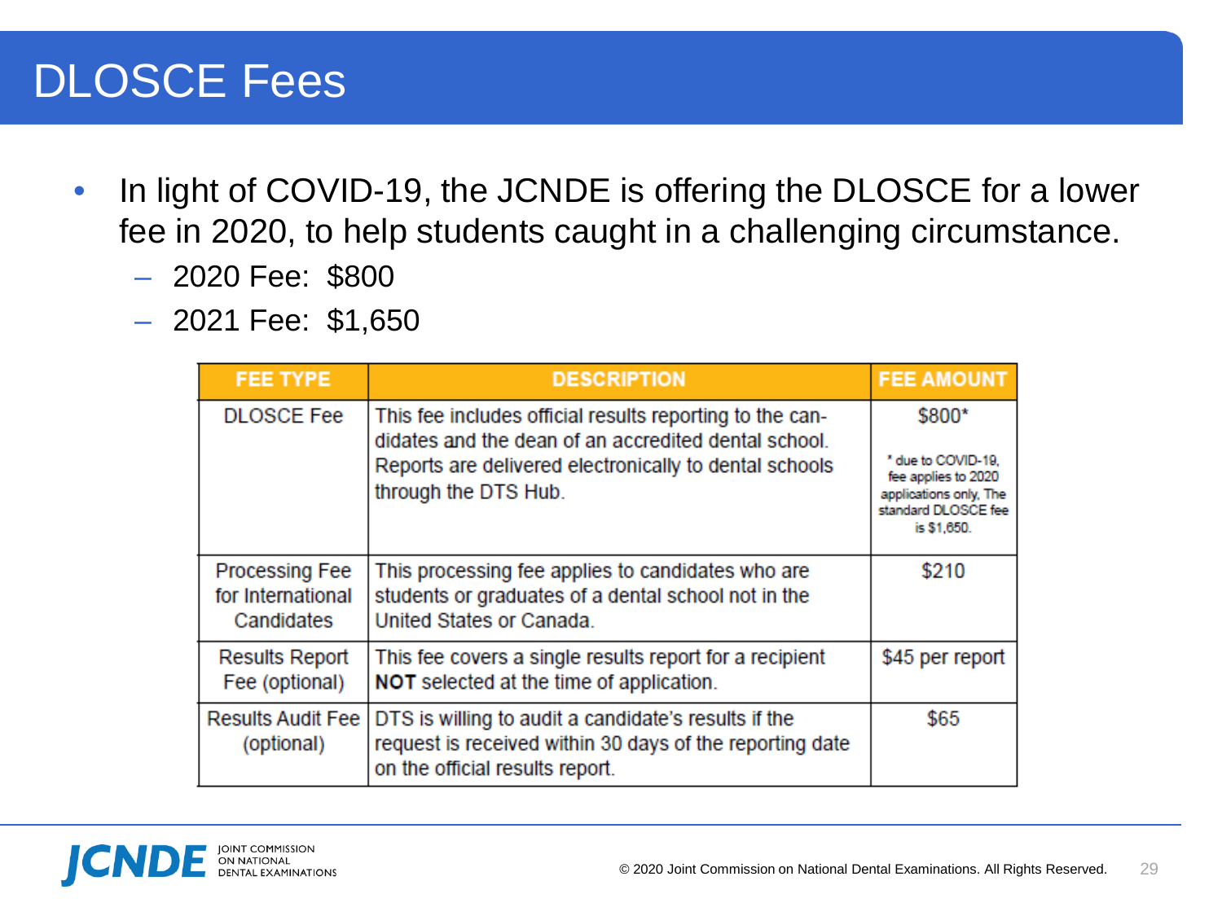# DLOSCE Fees

- In light of COVID-19, the JCNDE is offering the DLOSCE for a lower fee in 2020, to help students caught in a challenging circumstance.
  - 2020 Fee: $800
  - 2021 Fee: $1,650

| FEE TYPE | DESCRIPTION | FEE AMOUNT |
|---|---|---|
| DLOSCE Fee | This fee includes official results reporting to the candidates and the dean of an accredited dental school. Reports are delivered electronically to dental schools through the DTS Hub. | $800* <br> * due to COVID-19, fee applies to 2020 applications only, The standard DLOSCE fee is $1,650. |
| Processing Fee for International Candidates | This processing fee applies to candidates who are students or graduates of a dental school not in the United States or Canada. | $210 |
| Results Report Fee (optional) | This fee covers a single results report for a recipient **NOT** selected at the time of application. | $45 per report |
| Results Audit Fee (optional) | DTS is willing to audit a candidate's results if the request is received within 30 days of the reporting date on the official results report. | $65 |

© 2020 Joint Commission on National Dental Examinations. All Rights Reserved.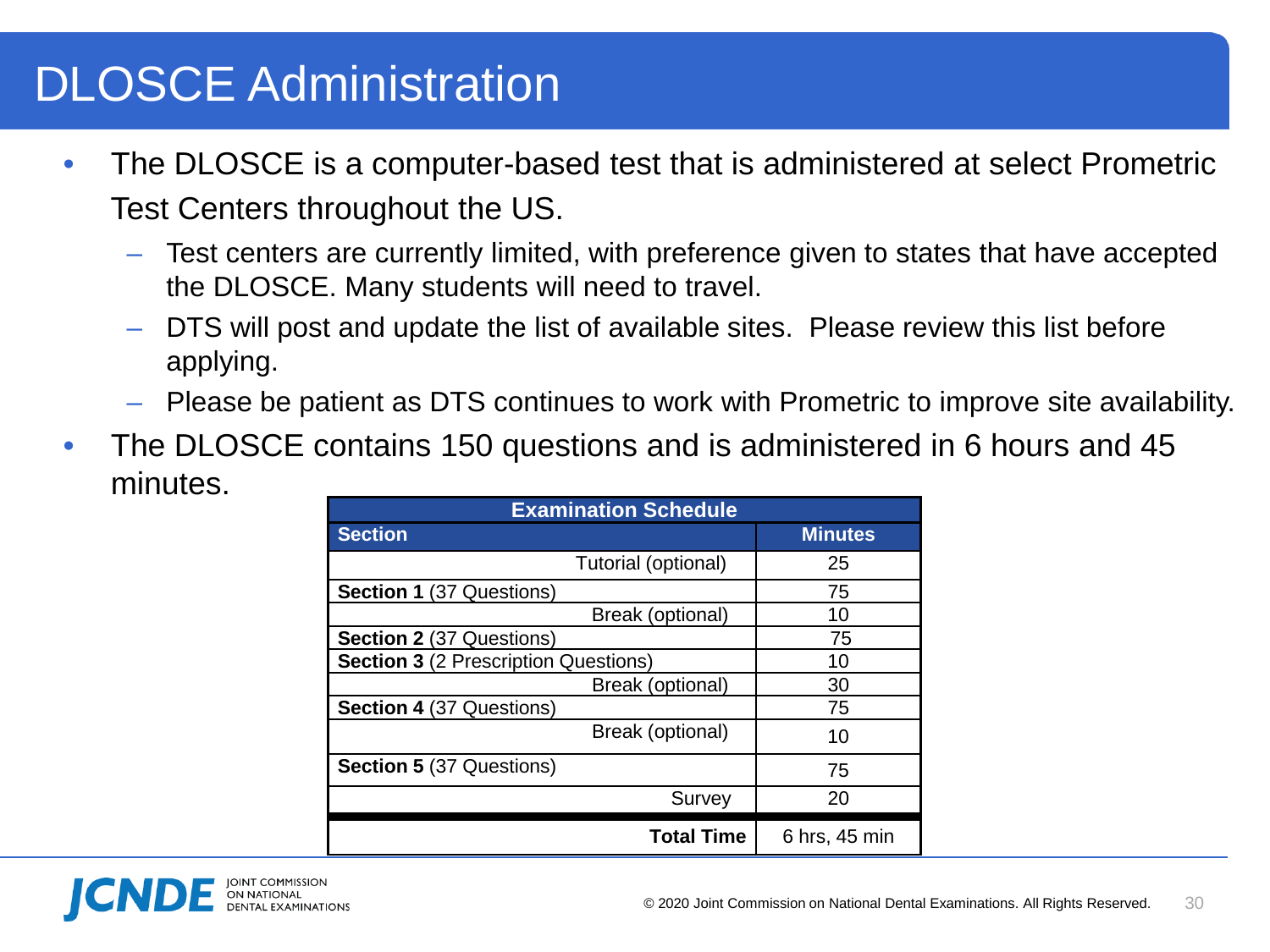# DLOSCE Administration

- The DLOSCE is a computer-based test that is administered at select Prometric Test Centers throughout the US.
  - Test centers are currently limited, with preference given to states that have accepted the DLOSCE. Many students will need to travel.
  - DTS will post and update the list of available sites. Please review this list before applying.
  - Please be patient as DTS continues to work with Prometric to improve site availability.
- The DLOSCE contains 150 questions and is administered in 6 hours and 45 minutes.

| Examination Schedule | |
|---|---|
| **Section** | **Minutes** |
| Tutorial (optional) | 25 |
| **Section 1** (37 Questions) | 75 |
| Break (optional) | 10 |
| **Section 2** (37 Questions) | 75 |
| **Section 3** (2 Prescription Questions) | 10 |
| Break (optional) | 30 |
| **Section 4** (37 Questions) | 75 |
| Break (optional) | 10 |
| **Section 5** (37 Questions) | 75 |
| Survey | 20 |
| **Total Time** | 6 hrs, 45 min |

© 2020 Joint Commission on National Dental Examinations. All Rights Reserved.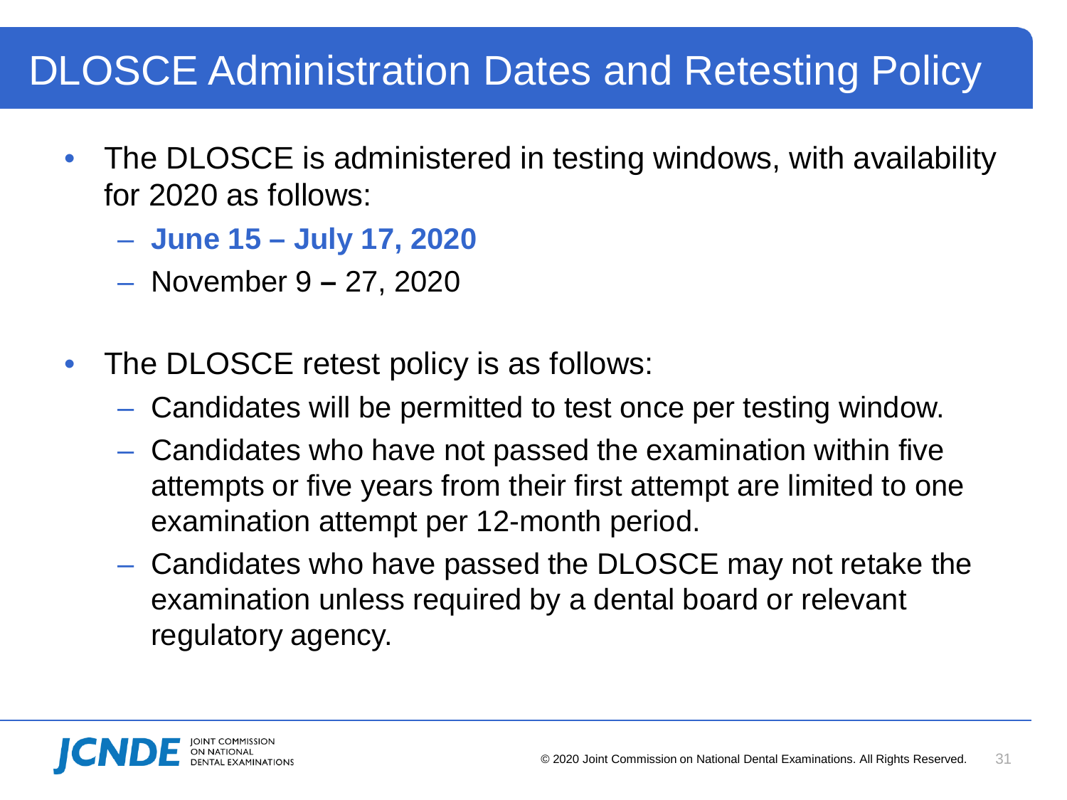# DLOSCE Administration Dates and Retesting Policy

- The DLOSCE is administered in testing windows, with availability for 2020 as follows:
  - **June 15 – July 17, 2020**
  - November 9 **–** 27, 2020

- The DLOSCE retest policy is as follows:
  - Candidates will be permitted to test once per testing window.
  - Candidates who have not passed the examination within five attempts or five years from their first attempt are limited to one examination attempt per 12-month period.
  - Candidates who have passed the DLOSCE may not retake the examination unless required by a dental board or relevant regulatory agency.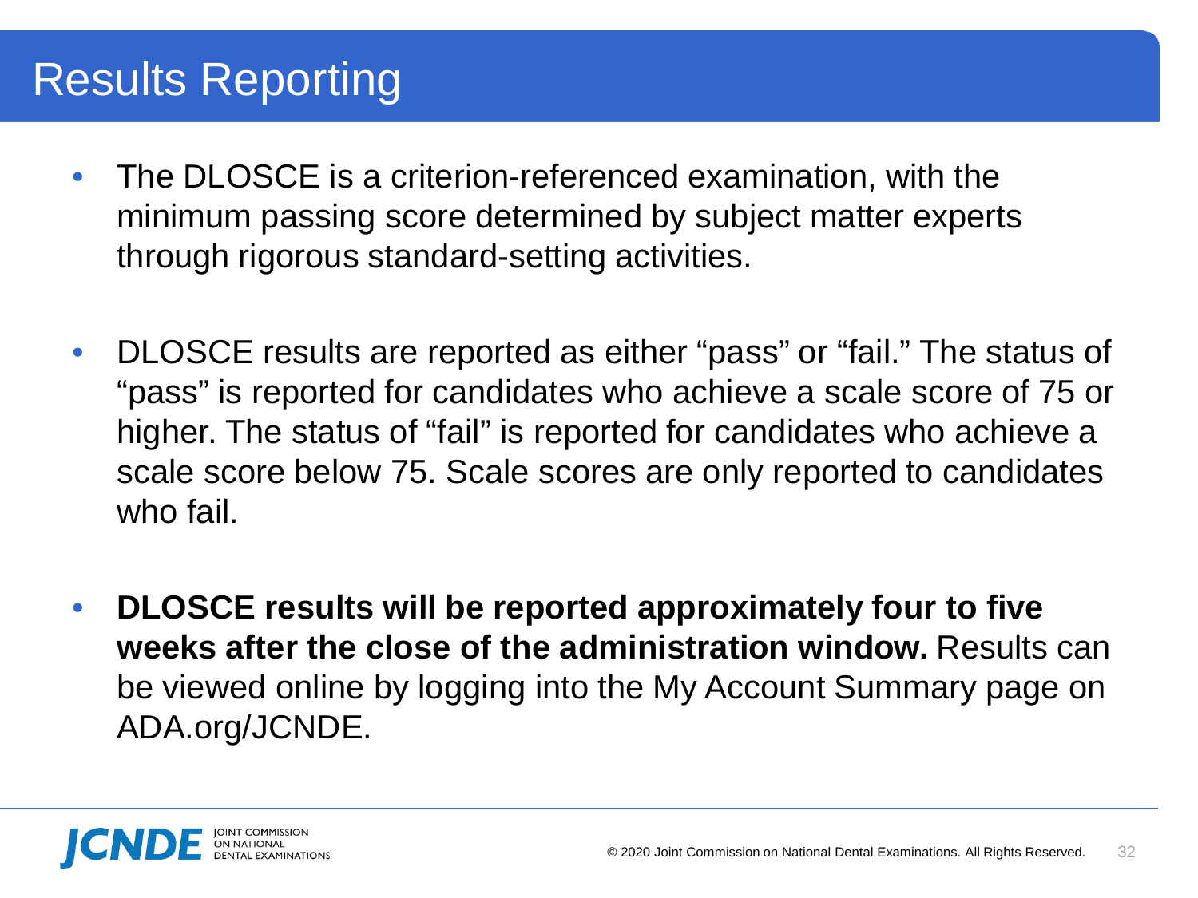# Results Reporting

- The DLOSCE is a criterion-referenced examination, with the minimum passing score determined by subject matter experts through rigorous standard-setting activities.

- DLOSCE results are reported as either “pass” or “fail.” The status of “pass” is reported for candidates who achieve a scale score of 75 or higher. The status of “fail” is reported for candidates who achieve a scale score below 75. Scale scores are only reported to candidates who fail.

- **DLOSCE results will be reported approximately four to five weeks after the close of the administration window.** Results can be viewed online by logging into the My Account Summary page on ADA.org/JCNDE.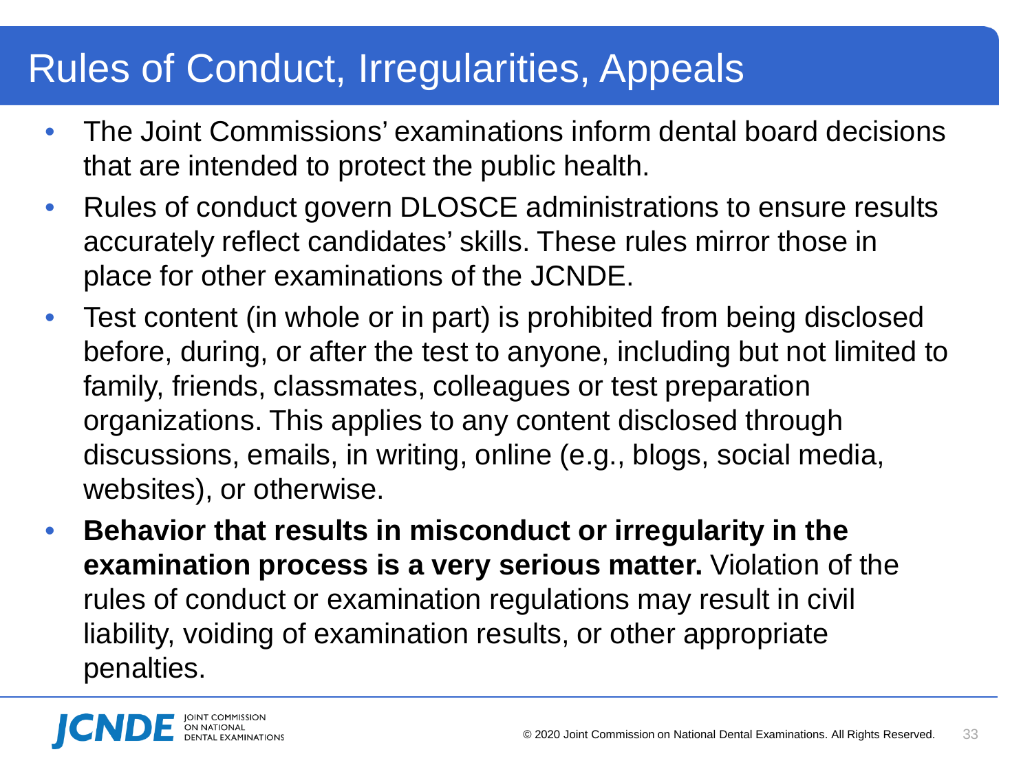# Rules of Conduct, Irregularities, Appeals

- The Joint Commissions' examinations inform dental board decisions that are intended to protect the public health.
- Rules of conduct govern DLOSCE administrations to ensure results accurately reflect candidates' skills. These rules mirror those in place for other examinations of the JCNDE.
- Test content (in whole or in part) is prohibited from being disclosed before, during, or after the test to anyone, including but not limited to family, friends, classmates, colleagues or test preparation organizations. This applies to any content disclosed through discussions, emails, in writing, online (e.g., blogs, social media, websites), or otherwise.
- **Behavior that results in misconduct or irregularity in the examination process is a very serious matter.** Violation of the rules of conduct or examination regulations may result in civil liability, voiding of examination results, or other appropriate penalties.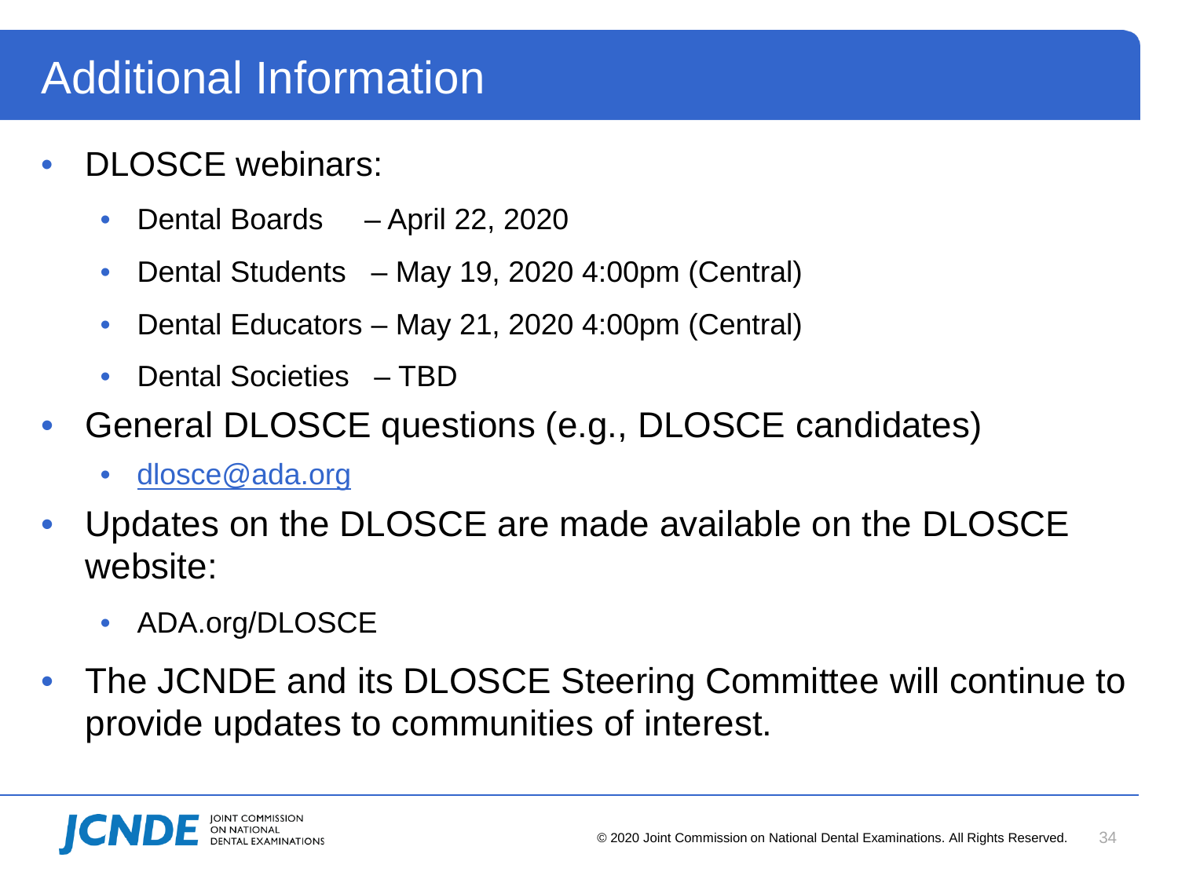# Additional Information

- DLOSCE webinars:
  - Dental Boards – April 22, 2020
  - Dental Students – May 19, 2020 4:00pm (Central)
  - Dental Educators – May 21, 2020 4:00pm (Central)
  - Dental Societies – TBD
- General DLOSCE questions (e.g., DLOSCE candidates)
  - dlosce@ada.org
- Updates on the DLOSCE are made available on the DLOSCE website:
  - ADA.org/DLOSCE
- The JCNDE and its DLOSCE Steering Committee will continue to provide updates to communities of interest.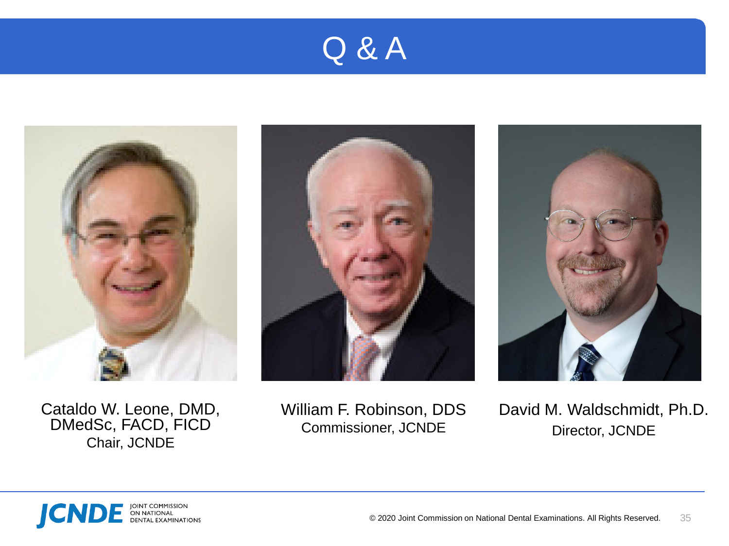# Q & A

Cataldo W. Leone, DMD, DMedSc, FACD, FICD
Chair, JCNDE

William F. Robinson, DDS
Commissioner, JCNDE

David M. Waldschmidt, Ph.D.
Director, JCNDE

JCNDE JOINT COMMISSION ON NATIONAL DENTAL EXAMINATIONS

© 2020 Joint Commission on National Dental Examinations. All Rights Reserved.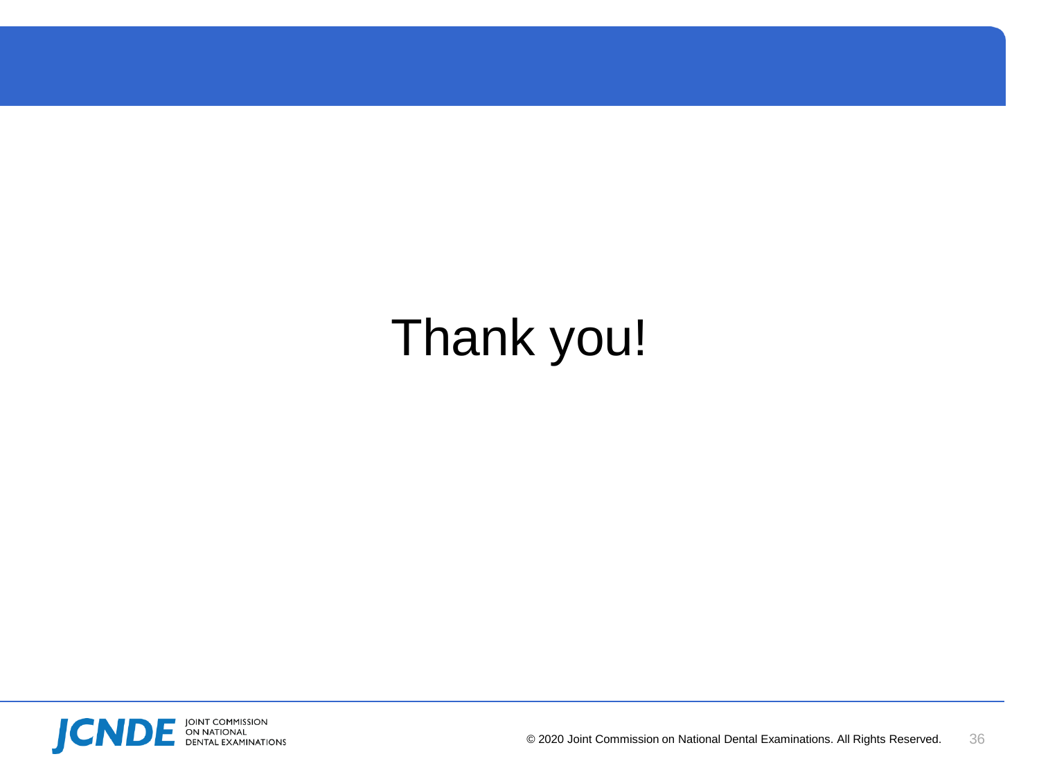# Thank you!